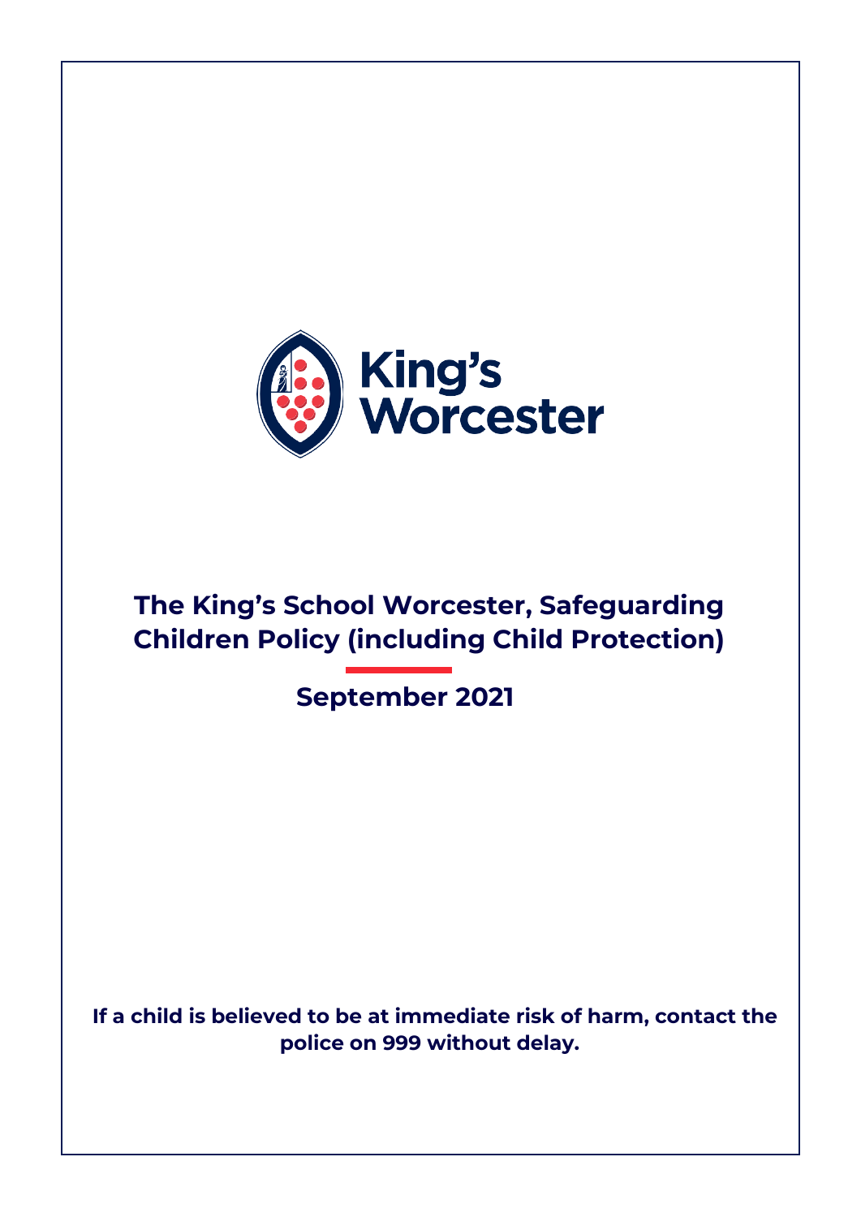King's Worcester

# The King's School Worcester, Safeguarding Children Policy (including Child Protection)

## September 2021

**If a child is believed to be at immediate risk of harm, contact the police on 999 without delay.**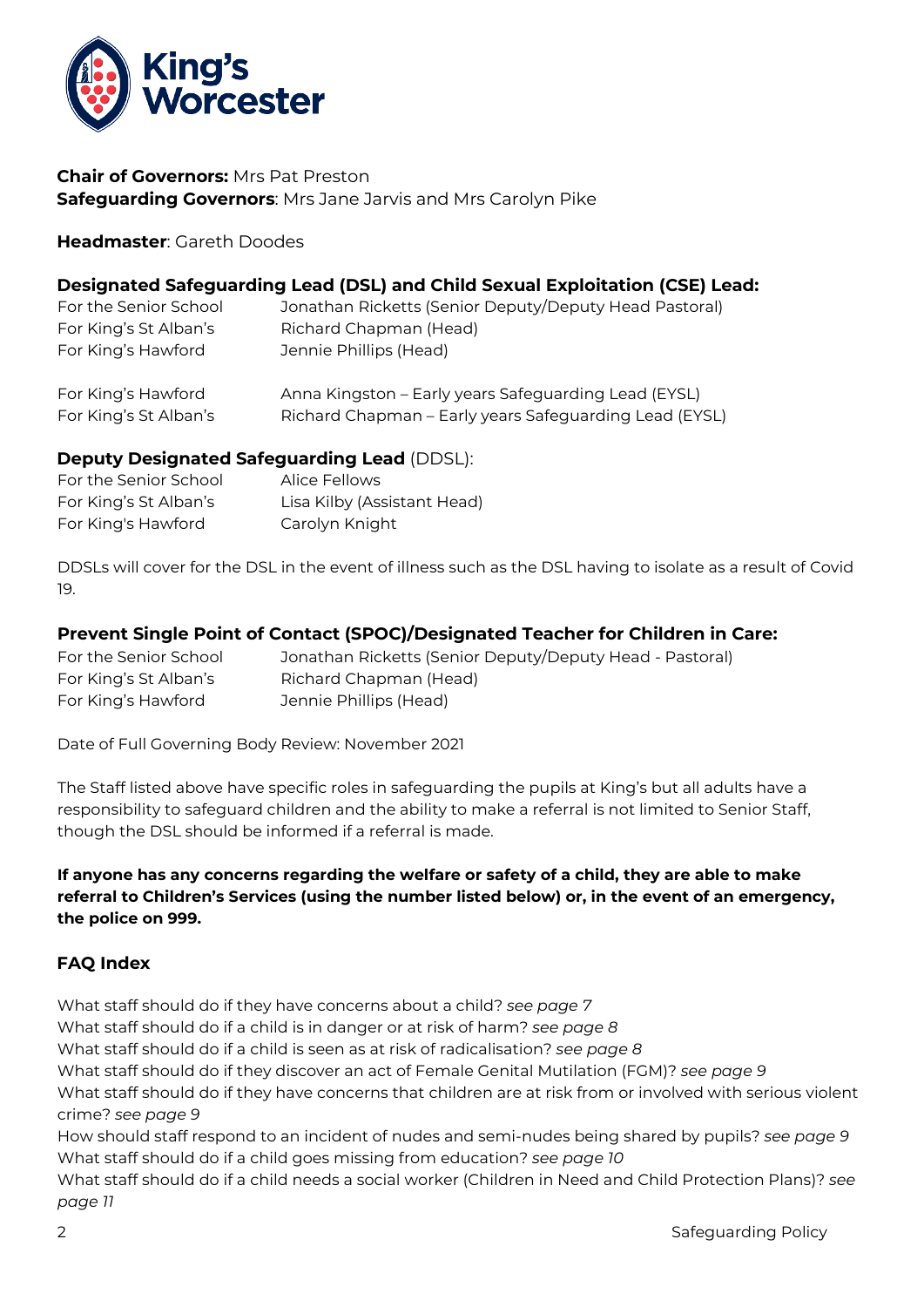**Chair of Governors:** Mrs Pat Preston
**Safeguarding Governors**: Mrs Jane Jarvis and Mrs Carolyn Pike

**Headmaster**: Gareth Doodes

**Designated Safeguarding Lead (DSL) and Child Sexual Exploitation (CSE) Lead:**

| | |
|---|---|
| For the Senior School | Jonathan Ricketts (Senior Deputy/Deputy Head Pastoral) |
| For King's St Alban's | Richard Chapman (Head) |
| For King's Hawford | Jennie Phillips (Head) |
| | |
| For King's Hawford | Anna Kingston – Early years Safeguarding Lead (EYSL) |
| For King's St Alban's | Richard Chapman – Early years Safeguarding Lead (EYSL) |

**Deputy Designated Safeguarding Lead** (DDSL):

| | |
|---|---|
| For the Senior School | Alice Fellows |
| For King's St Alban's | Lisa Kilby (Assistant Head) |
| For King's Hawford | Carolyn Knight |

DDSLs will cover for the DSL in the event of illness such as the DSL having to isolate as a result of Covid 19.

**Prevent Single Point of Contact (SPOC)/Designated Teacher for Children in Care:**

| | |
|---|---|
| For the Senior School | Jonathan Ricketts (Senior Deputy/Deputy Head - Pastoral) |
| For King's St Alban's | Richard Chapman (Head) |
| For King's Hawford | Jennie Phillips (Head) |

Date of Full Governing Body Review: November 2021

The Staff listed above have specific roles in safeguarding the pupils at King's but all adults have a responsibility to safeguard children and the ability to make a referral is not limited to Senior Staff, though the DSL should be informed if a referral is made.

**If anyone has any concerns regarding the welfare or safety of a child, they are able to make referral to Children's Services (using the number listed below) or, in the event of an emergency, the police on 999.**

**FAQ Index**

What staff should do if they have concerns about a child? *see page 7*
What staff should do if a child is in danger or at risk of harm? *see page 8*
What staff should do if a child is seen as at risk of radicalisation? *see page 8*
What staff should do if they discover an act of Female Genital Mutilation (FGM)? *see page 9*
What staff should do if they have concerns that children are at risk from or involved with serious violent crime? *see page 9*
How should staff respond to an incident of nudes and semi-nudes being shared by pupils? *see page 9*
What staff should do if a child goes missing from education? *see page 10*
What staff should do if a child needs a social worker (Children in Need and Child Protection Plans)? *see page 11*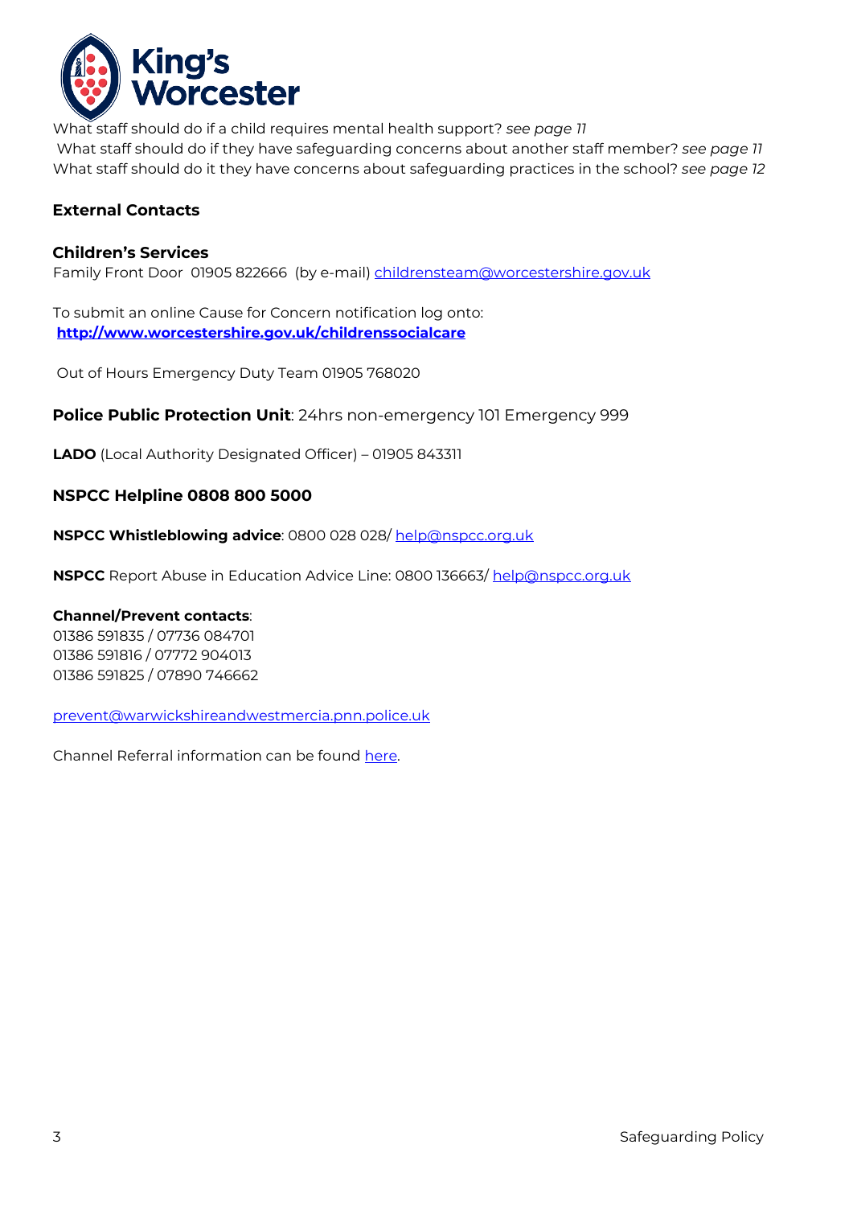What staff should do if a child requires mental health support? *see page 11*
What staff should do if they have safeguarding concerns about another staff member? *see page 11*
What staff should do it they have concerns about safeguarding practices in the school? *see page 12*

## External Contacts

### Children's Services

Family Front Door 01905 822666 (by e-mail) childrensteam@worcestershire.gov.uk

To submit an online Cause for Concern notification log onto:
**http://www.worcestershire.gov.uk/childrenssocialcare**

Out of Hours Emergency Duty Team 01905 768020

**Police Public Protection Unit**: 24hrs non-emergency 101 Emergency 999

**LADO** (Local Authority Designated Officer) – 01905 843311

### NSPCC Helpline 0808 800 5000

**NSPCC Whistleblowing advice**: 0800 028 028/ help@nspcc.org.uk

**NSPCC** Report Abuse in Education Advice Line: 0800 136663/ help@nspcc.org.uk

**Channel/Prevent contacts**:
01386 591835 / 07736 084701
01386 591816 / 07772 904013
01386 591825 / 07890 746662

prevent@warwickshireandwestmercia.pnn.police.uk

Channel Referral information can be found here.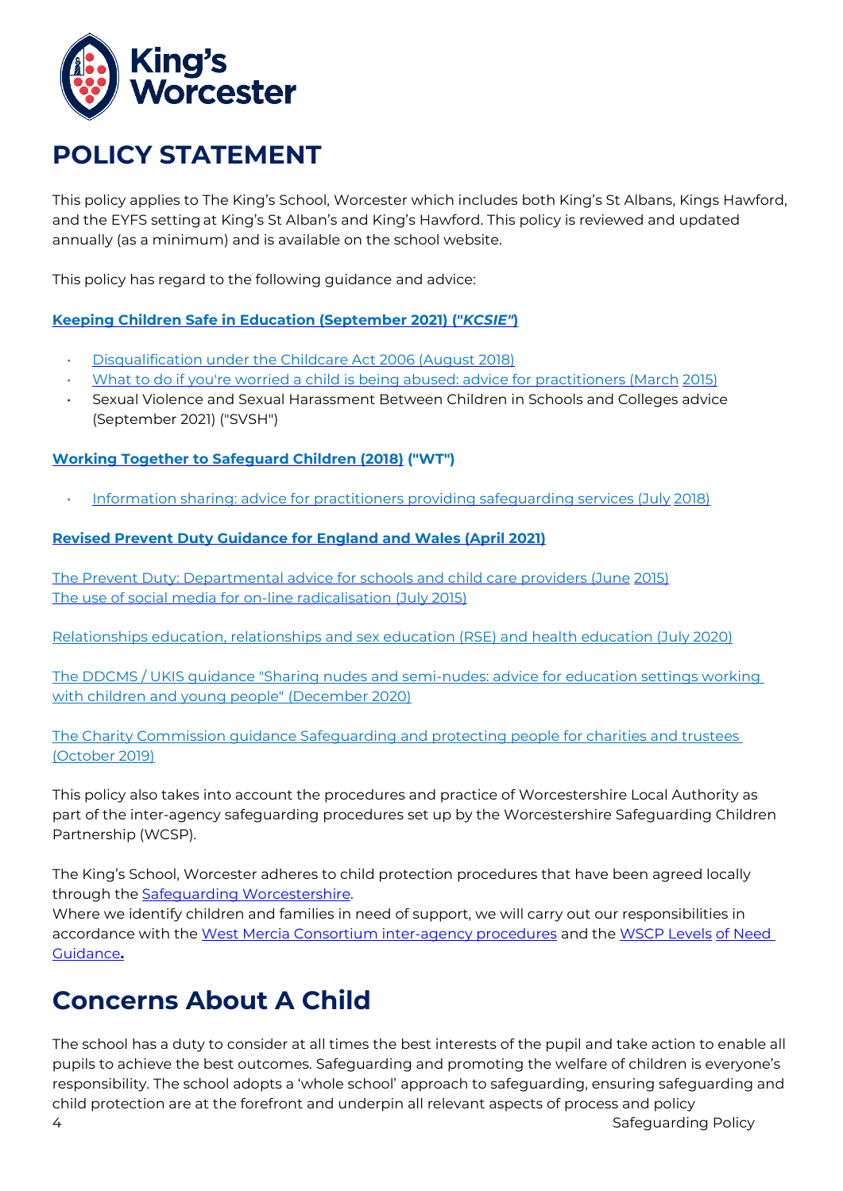# POLICY STATEMENT

This policy applies to The King's School, Worcester which includes both King's St Albans, Kings Hawford, and the EYFS setting at King's St Alban's and King's Hawford. This policy is reviewed and updated annually (as a minimum) and is available on the school website.

This policy has regard to the following guidance and advice:

**Keeping Children Safe in Education (September 2021) ("*KCSIE*")**

- Disqualification under the Childcare Act 2006 (August 2018)
- What to do if you're worried a child is being abused: advice for practitioners (March 2015)
- Sexual Violence and Sexual Harassment Between Children in Schools and Colleges advice (September 2021) ("SVSH")

**Working Together to Safeguard Children (2018) ("WT")**

- Information sharing: advice for practitioners providing safeguarding services (July 2018)

**Revised Prevent Duty Guidance for England and Wales (April 2021)**

The Prevent Duty: Departmental advice for schools and child care providers (June 2015)
The use of social media for on-line radicalisation (July 2015)

Relationships education, relationships and sex education (RSE) and health education (July 2020)

The DDCMS / UKIS guidance "Sharing nudes and semi-nudes: advice for education settings working with children and young people" (December 2020)

The Charity Commission guidance Safeguarding and protecting people for charities and trustees (October 2019)

This policy also takes into account the procedures and practice of Worcestershire Local Authority as part of the inter-agency safeguarding procedures set up by the Worcestershire Safeguarding Children Partnership (WCSP).

The King's School, Worcester adheres to child protection procedures that have been agreed locally through the Safeguarding Worcestershire.
Where we identify children and families in need of support, we will carry out our responsibilities in accordance with the West Mercia Consortium inter-agency procedures and the WSCP Levels of Need Guidance**.**

# Concerns About A Child

The school has a duty to consider at all times the best interests of the pupil and take action to enable all pupils to achieve the best outcomes. Safeguarding and promoting the welfare of children is everyone's responsibility. The school adopts a 'whole school' approach to safeguarding, ensuring safeguarding and child protection are at the forefront and underpin all relevant aspects of process and policy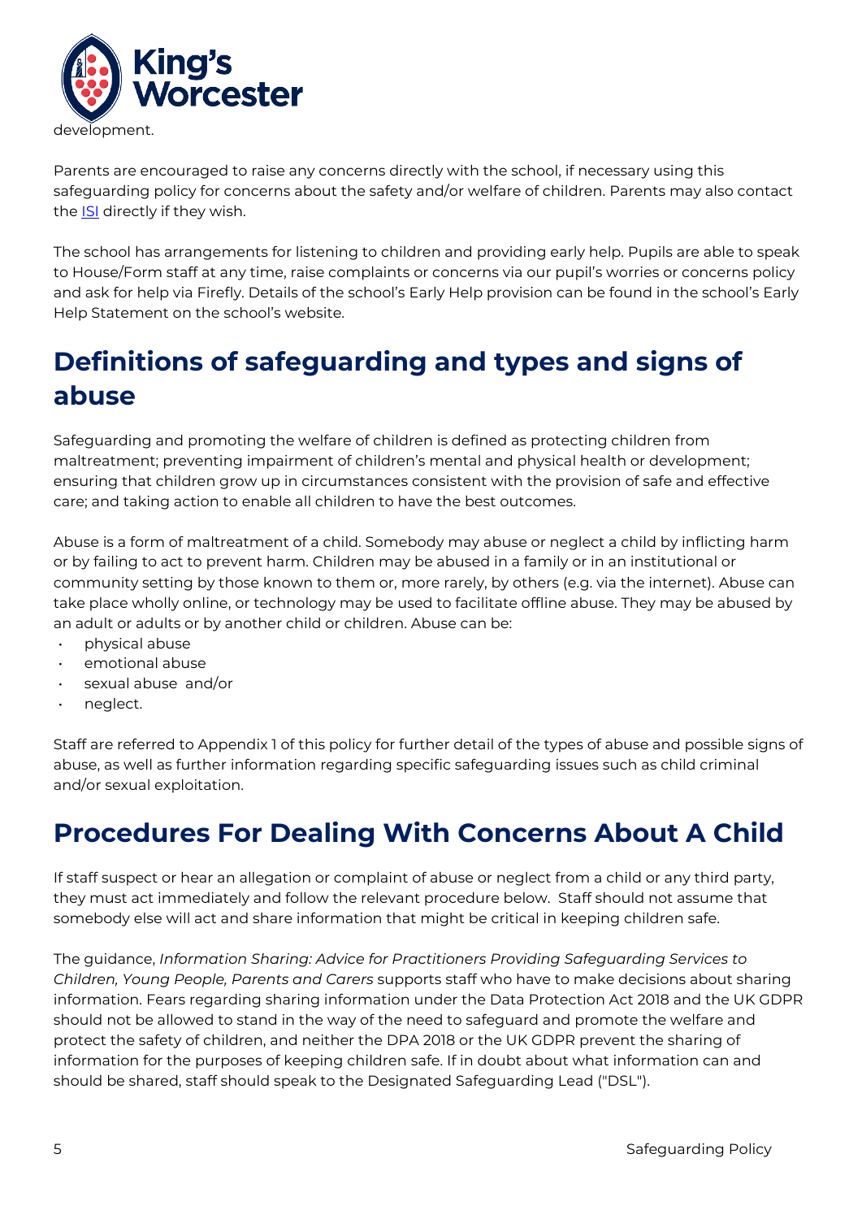development.

Parents are encouraged to raise any concerns directly with the school, if necessary using this safeguarding policy for concerns about the safety and/or welfare of children. Parents may also contact the ISI directly if they wish.

The school has arrangements for listening to children and providing early help. Pupils are able to speak to House/Form staff at any time, raise complaints or concerns via our pupil's worries or concerns policy and ask for help via Firefly. Details of the school's Early Help provision can be found in the school's Early Help Statement on the school's website.

## Definitions of safeguarding and types and signs of abuse

Safeguarding and promoting the welfare of children is defined as protecting children from maltreatment; preventing impairment of children's mental and physical health or development; ensuring that children grow up in circumstances consistent with the provision of safe and effective care; and taking action to enable all children to have the best outcomes.

Abuse is a form of maltreatment of a child. Somebody may abuse or neglect a child by inflicting harm or by failing to act to prevent harm. Children may be abused in a family or in an institutional or community setting by those known to them or, more rarely, by others (e.g. via the internet). Abuse can take place wholly online, or technology may be used to facilitate offline abuse. They may be abused by an adult or adults or by another child or children. Abuse can be:

- physical abuse
- emotional abuse
- sexual abuse and/or
- neglect.

Staff are referred to Appendix 1 of this policy for further detail of the types of abuse and possible signs of abuse, as well as further information regarding specific safeguarding issues such as child criminal and/or sexual exploitation.

## Procedures For Dealing With Concerns About A Child

If staff suspect or hear an allegation or complaint of abuse or neglect from a child or any third party, they must act immediately and follow the relevant procedure below. Staff should not assume that somebody else will act and share information that might be critical in keeping children safe.

The guidance, *Information Sharing: Advice for Practitioners Providing Safeguarding Services to Children, Young People, Parents and Carers* supports staff who have to make decisions about sharing information. Fears regarding sharing information under the Data Protection Act 2018 and the UK GDPR should not be allowed to stand in the way of the need to safeguard and promote the welfare and protect the safety of children, and neither the DPA 2018 or the UK GDPR prevent the sharing of information for the purposes of keeping children safe. If in doubt about what information can and should be shared, staff should speak to the Designated Safeguarding Lead ("DSL").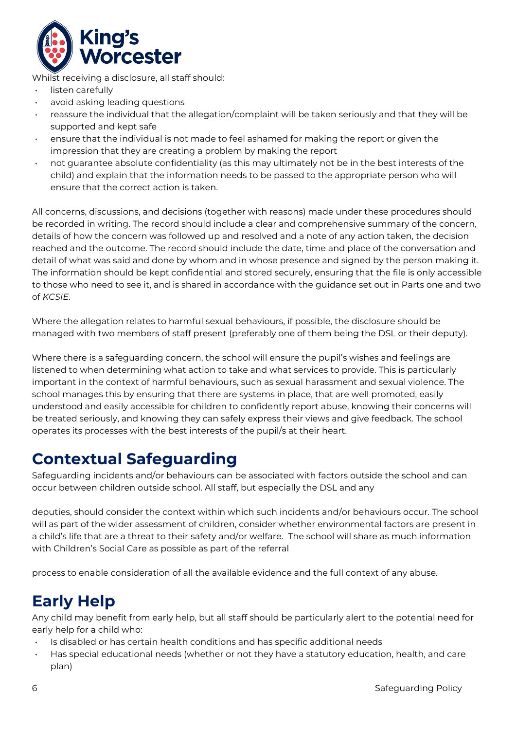Whilst receiving a disclosure, all staff should:

- listen carefully
- avoid asking leading questions
- reassure the individual that the allegation/complaint will be taken seriously and that they will be supported and kept safe
- ensure that the individual is not made to feel ashamed for making the report or given the impression that they are creating a problem by making the report
- not guarantee absolute confidentiality (as this may ultimately not be in the best interests of the child) and explain that the information needs to be passed to the appropriate person who will ensure that the correct action is taken.

All concerns, discussions, and decisions (together with reasons) made under these procedures should be recorded in writing. The record should include a clear and comprehensive summary of the concern, details of how the concern was followed up and resolved and a note of any action taken, the decision reached and the outcome. The record should include the date, time and place of the conversation and detail of what was said and done by whom and in whose presence and signed by the person making it. The information should be kept confidential and stored securely, ensuring that the file is only accessible to those who need to see it, and is shared in accordance with the guidance set out in Parts one and two of *KCSIE*.

Where the allegation relates to harmful sexual behaviours, if possible, the disclosure should be managed with two members of staff present (preferably one of them being the DSL or their deputy).

Where there is a safeguarding concern, the school will ensure the pupil's wishes and feelings are listened to when determining what action to take and what services to provide. This is particularly important in the context of harmful behaviours, such as sexual harassment and sexual violence. The school manages this by ensuring that there are systems in place, that are well promoted, easily understood and easily accessible for children to confidently report abuse, knowing their concerns will be treated seriously, and knowing they can safely express their views and give feedback. The school operates its processes with the best interests of the pupil/s at their heart.

# Contextual Safeguarding

Safeguarding incidents and/or behaviours can be associated with factors outside the school and can occur between children outside school. All staff, but especially the DSL and any deputies, should consider the context within which such incidents and/or behaviours occur. The school will as part of the wider assessment of children, consider whether environmental factors are present in a child's life that are a threat to their safety and/or welfare. The school will share as much information with Children's Social Care as possible as part of the referral process to enable consideration of all the available evidence and the full context of any abuse.

# Early Help

Any child may benefit from early help, but all staff should be particularly alert to the potential need for early help for a child who:

- Is disabled or has certain health conditions and has specific additional needs
- Has special educational needs (whether or not they have a statutory education, health, and care plan)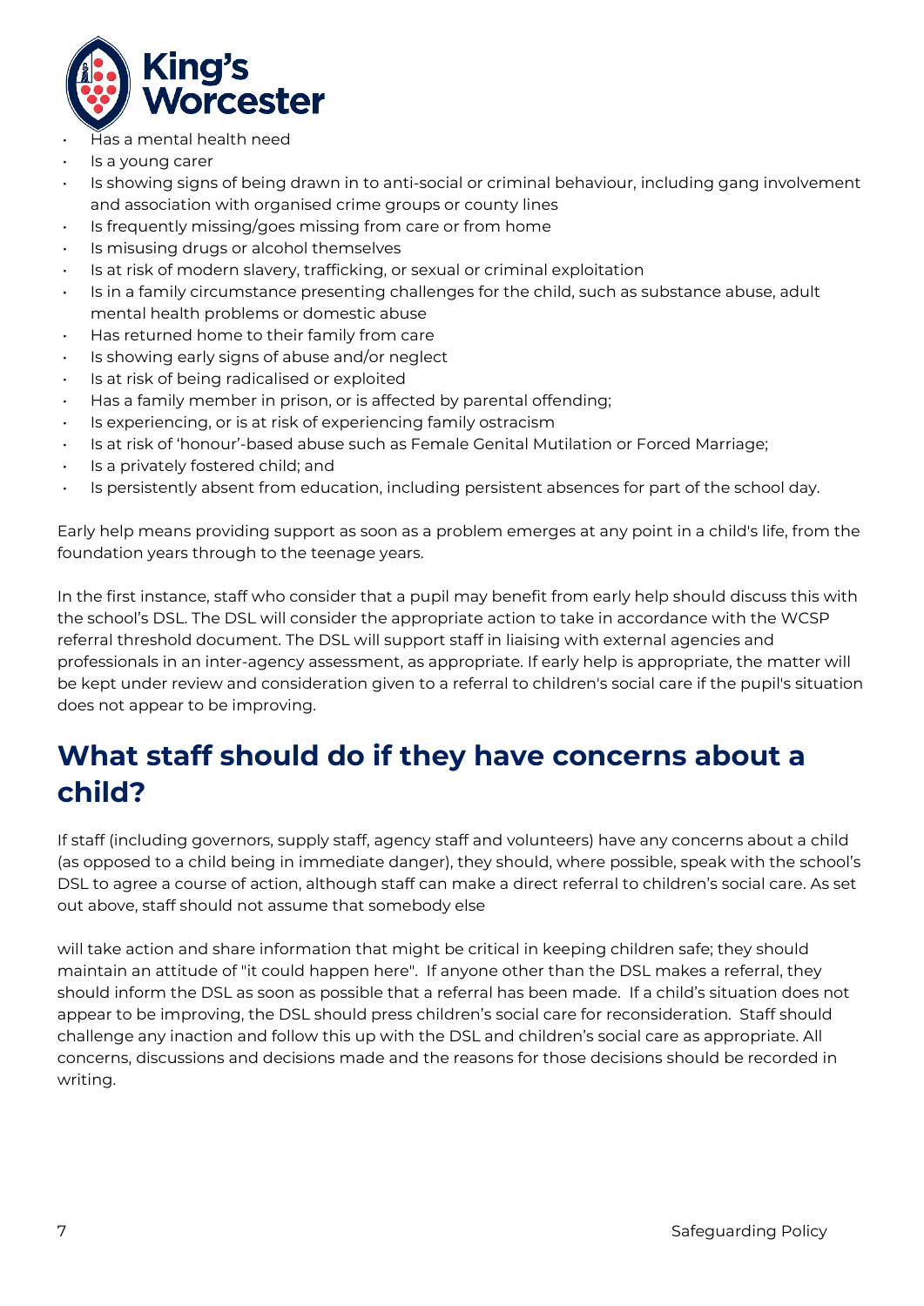- Has a mental health need
- Is a young carer
- Is showing signs of being drawn in to anti-social or criminal behaviour, including gang involvement and association with organised crime groups or county lines
- Is frequently missing/goes missing from care or from home
- Is misusing drugs or alcohol themselves
- Is at risk of modern slavery, trafficking, or sexual or criminal exploitation
- Is in a family circumstance presenting challenges for the child, such as substance abuse, adult mental health problems or domestic abuse
- Has returned home to their family from care
- Is showing early signs of abuse and/or neglect
- Is at risk of being radicalised or exploited
- Has a family member in prison, or is affected by parental offending;
- Is experiencing, or is at risk of experiencing family ostracism
- Is at risk of 'honour'-based abuse such as Female Genital Mutilation or Forced Marriage;
- Is a privately fostered child; and
- Is persistently absent from education, including persistent absences for part of the school day.

Early help means providing support as soon as a problem emerges at any point in a child's life, from the foundation years through to the teenage years.

In the first instance, staff who consider that a pupil may benefit from early help should discuss this with the school's DSL. The DSL will consider the appropriate action to take in accordance with the WCSP referral threshold document. The DSL will support staff in liaising with external agencies and professionals in an inter-agency assessment, as appropriate. If early help is appropriate, the matter will be kept under review and consideration given to a referral to children's social care if the pupil's situation does not appear to be improving.

## What staff should do if they have concerns about a child?

If staff (including governors, supply staff, agency staff and volunteers) have any concerns about a child (as opposed to a child being in immediate danger), they should, where possible, speak with the school's DSL to agree a course of action, although staff can make a direct referral to children's social care. As set out above, staff should not assume that somebody else

will take action and share information that might be critical in keeping children safe; they should maintain an attitude of "it could happen here". If anyone other than the DSL makes a referral, they should inform the DSL as soon as possible that a referral has been made. If a child's situation does not appear to be improving, the DSL should press children's social care for reconsideration. Staff should challenge any inaction and follow this up with the DSL and children's social care as appropriate. All concerns, discussions and decisions made and the reasons for those decisions should be recorded in writing.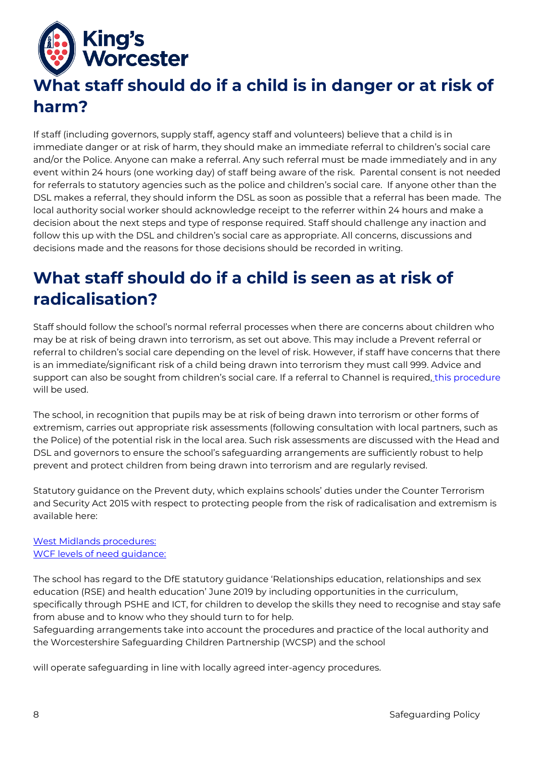# What staff should do if a child is in danger or at risk of harm?

If staff (including governors, supply staff, agency staff and volunteers) believe that a child is in immediate danger or at risk of harm, they should make an immediate referral to children's social care and/or the Police. Anyone can make a referral. Any such referral must be made immediately and in any event within 24 hours (one working day) of staff being aware of the risk. Parental consent is not needed for referrals to statutory agencies such as the police and children's social care. If anyone other than the DSL makes a referral, they should inform the DSL as soon as possible that a referral has been made. The local authority social worker should acknowledge receipt to the referrer within 24 hours and make a decision about the next steps and type of response required. Staff should challenge any inaction and follow this up with the DSL and children's social care as appropriate. All concerns, discussions and decisions made and the reasons for those decisions should be recorded in writing.

# What staff should do if a child is seen as at risk of radicalisation?

Staff should follow the school's normal referral processes when there are concerns about children who may be at risk of being drawn into terrorism, as set out above. This may include a Prevent referral or referral to children's social care depending on the level of risk. However, if staff have concerns that there is an immediate/significant risk of a child being drawn into terrorism they must call 999. Advice and support can also be sought from children's social care. If a referral to Channel is required, this procedure will be used.

The school, in recognition that pupils may be at risk of being drawn into terrorism or other forms of extremism, carries out appropriate risk assessments (following consultation with local partners, such as the Police) of the potential risk in the local area. Such risk assessments are discussed with the Head and DSL and governors to ensure the school's safeguarding arrangements are sufficiently robust to help prevent and protect children from being drawn into terrorism and are regularly revised.

Statutory guidance on the Prevent duty, which explains schools' duties under the Counter Terrorism and Security Act 2015 with respect to protecting people from the risk of radicalisation and extremism is available here:

West Midlands procedures:
WCF levels of need guidance:

The school has regard to the DfE statutory guidance 'Relationships education, relationships and sex education (RSE) and health education' June 2019 by including opportunities in the curriculum, specifically through PSHE and ICT, for children to develop the skills they need to recognise and stay safe from abuse and to know who they should turn to for help.
Safeguarding arrangements take into account the procedures and practice of the local authority and the Worcestershire Safeguarding Children Partnership (WCSP) and the school

will operate safeguarding in line with locally agreed inter-agency procedures.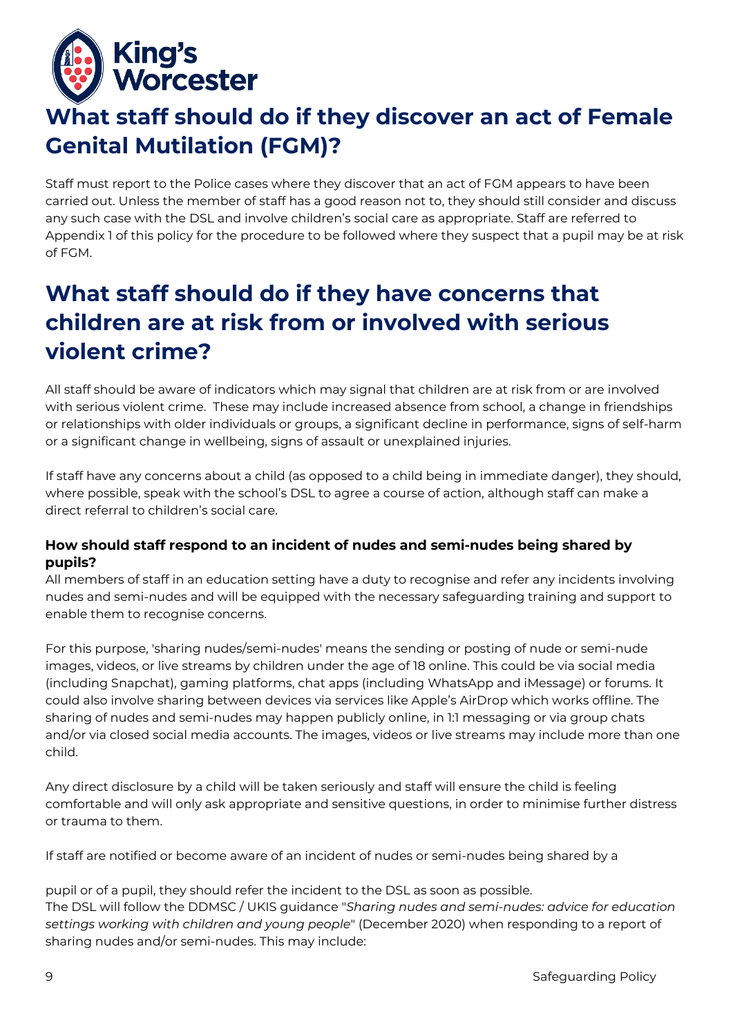# What staff should do if they discover an act of Female Genital Mutilation (FGM)?

Staff must report to the Police cases where they discover that an act of FGM appears to have been carried out. Unless the member of staff has a good reason not to, they should still consider and discuss any such case with the DSL and involve children's social care as appropriate. Staff are referred to Appendix 1 of this policy for the procedure to be followed where they suspect that a pupil may be at risk of FGM.

# What staff should do if they have concerns that children are at risk from or involved with serious violent crime?

All staff should be aware of indicators which may signal that children are at risk from or are involved with serious violent crime. These may include increased absence from school, a change in friendships or relationships with older individuals or groups, a significant decline in performance, signs of self-harm or a significant change in wellbeing, signs of assault or unexplained injuries.

If staff have any concerns about a child (as opposed to a child being in immediate danger), they should, where possible, speak with the school's DSL to agree a course of action, although staff can make a direct referral to children's social care.

### How should staff respond to an incident of nudes and semi-nudes being shared by pupils?

All members of staff in an education setting have a duty to recognise and refer any incidents involving nudes and semi-nudes and will be equipped with the necessary safeguarding training and support to enable them to recognise concerns.

For this purpose, 'sharing nudes/semi-nudes' means the sending or posting of nude or semi-nude images, videos, or live streams by children under the age of 18 online. This could be via social media (including Snapchat), gaming platforms, chat apps (including WhatsApp and iMessage) or forums. It could also involve sharing between devices via services like Apple's AirDrop which works offline. The sharing of nudes and semi-nudes may happen publicly online, in 1:1 messaging or via group chats and/or via closed social media accounts. The images, videos or live streams may include more than one child.

Any direct disclosure by a child will be taken seriously and staff will ensure the child is feeling comfortable and will only ask appropriate and sensitive questions, in order to minimise further distress or trauma to them.

If staff are notified or become aware of an incident of nudes or semi-nudes being shared by a

pupil or of a pupil, they should refer the incident to the DSL as soon as possible.
The DSL will follow the DDMSC / UKIS guidance "*Sharing nudes and semi-nudes: advice for education settings working with children and young people*" (December 2020) when responding to a report of sharing nudes and/or semi-nudes. This may include: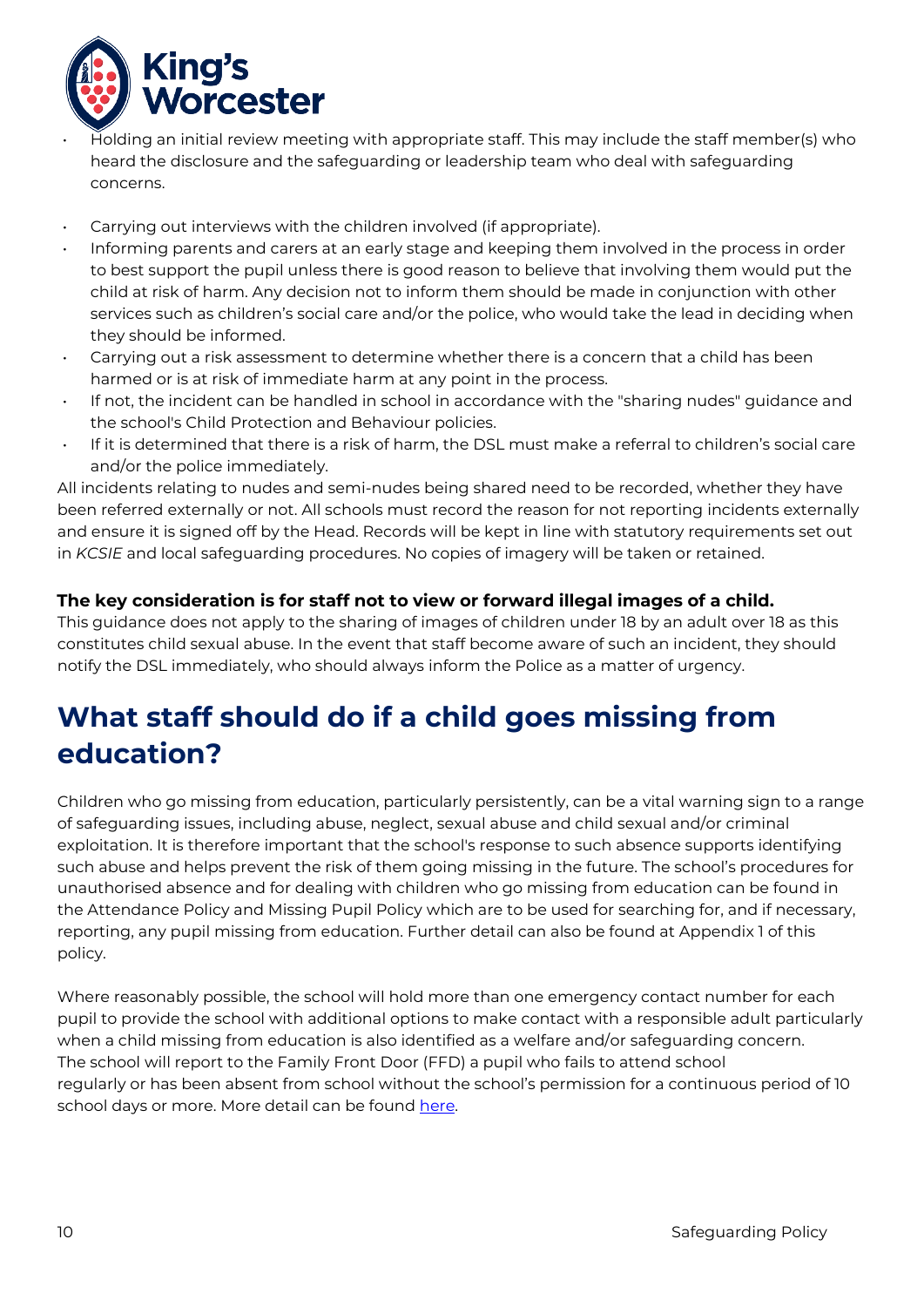- Holding an initial review meeting with appropriate staff. This may include the staff member(s) who heard the disclosure and the safeguarding or leadership team who deal with safeguarding concerns.

- Carrying out interviews with the children involved (if appropriate).
- Informing parents and carers at an early stage and keeping them involved in the process in order to best support the pupil unless there is good reason to believe that involving them would put the child at risk of harm. Any decision not to inform them should be made in conjunction with other services such as children's social care and/or the police, who would take the lead in deciding when they should be informed.
- Carrying out a risk assessment to determine whether there is a concern that a child has been harmed or is at risk of immediate harm at any point in the process.
- If not, the incident can be handled in school in accordance with the "sharing nudes" guidance and the school's Child Protection and Behaviour policies.
- If it is determined that there is a risk of harm, the DSL must make a referral to children's social care and/or the police immediately.

All incidents relating to nudes and semi-nudes being shared need to be recorded, whether they have been referred externally or not. All schools must record the reason for not reporting incidents externally and ensure it is signed off by the Head. Records will be kept in line with statutory requirements set out in *KCSIE* and local safeguarding procedures. No copies of imagery will be taken or retained.

**The key consideration is for staff not to view or forward illegal images of a child.**
This guidance does not apply to the sharing of images of children under 18 by an adult over 18 as this constitutes child sexual abuse. In the event that staff become aware of such an incident, they should notify the DSL immediately, who should always inform the Police as a matter of urgency.

# What staff should do if a child goes missing from education?

Children who go missing from education, particularly persistently, can be a vital warning sign to a range of safeguarding issues, including abuse, neglect, sexual abuse and child sexual and/or criminal exploitation. It is therefore important that the school's response to such absence supports identifying such abuse and helps prevent the risk of them going missing in the future. The school's procedures for unauthorised absence and for dealing with children who go missing from education can be found in the Attendance Policy and Missing Pupil Policy which are to be used for searching for, and if necessary, reporting, any pupil missing from education. Further detail can also be found at Appendix 1 of this policy.

Where reasonably possible, the school will hold more than one emergency contact number for each pupil to provide the school with additional options to make contact with a responsible adult particularly when a child missing from education is also identified as a welfare and/or safeguarding concern. The school will report to the Family Front Door (FFD) a pupil who fails to attend school regularly or has been absent from school without the school's permission for a continuous period of 10 school days or more. More detail can be found here.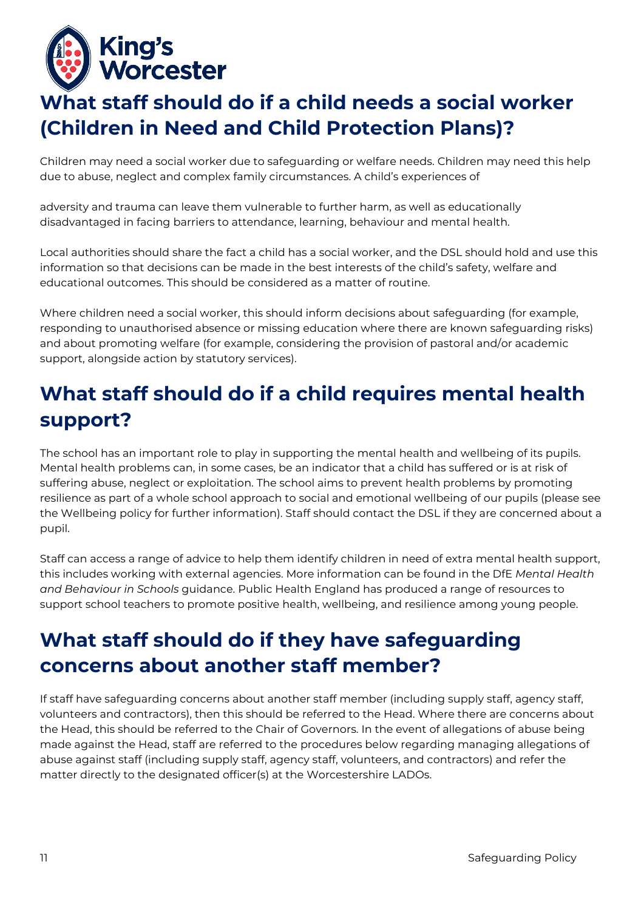## What staff should do if a child needs a social worker (Children in Need and Child Protection Plans)?

Children may need a social worker due to safeguarding or welfare needs. Children may need this help due to abuse, neglect and complex family circumstances. A child's experiences of adversity and trauma can leave them vulnerable to further harm, as well as educationally disadvantaged in facing barriers to attendance, learning, behaviour and mental health.

Local authorities should share the fact a child has a social worker, and the DSL should hold and use this information so that decisions can be made in the best interests of the child's safety, welfare and educational outcomes. This should be considered as a matter of routine.

Where children need a social worker, this should inform decisions about safeguarding (for example, responding to unauthorised absence or missing education where there are known safeguarding risks) and about promoting welfare (for example, considering the provision of pastoral and/or academic support, alongside action by statutory services).

## What staff should do if a child requires mental health support?

The school has an important role to play in supporting the mental health and wellbeing of its pupils. Mental health problems can, in some cases, be an indicator that a child has suffered or is at risk of suffering abuse, neglect or exploitation. The school aims to prevent health problems by promoting resilience as part of a whole school approach to social and emotional wellbeing of our pupils (please see the Wellbeing policy for further information). Staff should contact the DSL if they are concerned about a pupil.

Staff can access a range of advice to help them identify children in need of extra mental health support, this includes working with external agencies. More information can be found in the DfE *Mental Health and Behaviour in Schools* guidance. Public Health England has produced a range of resources to support school teachers to promote positive health, wellbeing, and resilience among young people.

## What staff should do if they have safeguarding concerns about another staff member?

If staff have safeguarding concerns about another staff member (including supply staff, agency staff, volunteers and contractors), then this should be referred to the Head. Where there are concerns about the Head, this should be referred to the Chair of Governors. In the event of allegations of abuse being made against the Head, staff are referred to the procedures below regarding managing allegations of abuse against staff (including supply staff, agency staff, volunteers, and contractors) and refer the matter directly to the designated officer(s) at the Worcestershire LADOs.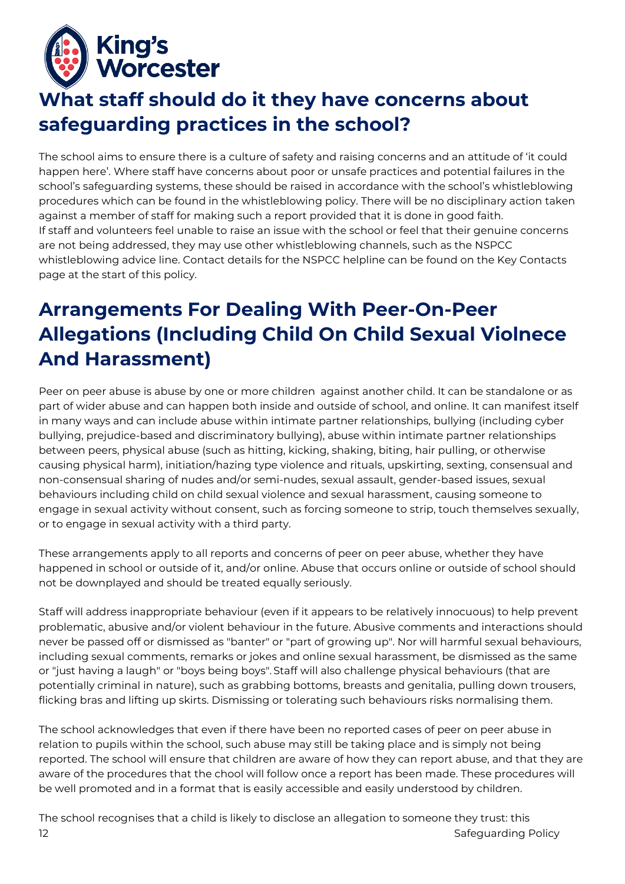# What staff should do it they have concerns about safeguarding practices in the school?

The school aims to ensure there is a culture of safety and raising concerns and an attitude of 'it could happen here'. Where staff have concerns about poor or unsafe practices and potential failures in the school's safeguarding systems, these should be raised in accordance with the school's whistleblowing procedures which can be found in the whistleblowing policy. There will be no disciplinary action taken against a member of staff for making such a report provided that it is done in good faith.
If staff and volunteers feel unable to raise an issue with the school or feel that their genuine concerns are not being addressed, they may use other whistleblowing channels, such as the NSPCC whistleblowing advice line. Contact details for the NSPCC helpline can be found on the Key Contacts page at the start of this policy.

# Arrangements For Dealing With Peer-On-Peer Allegations (Including Child On Child Sexual Violnece And Harassment)

Peer on peer abuse is abuse by one or more children against another child. It can be standalone or as part of wider abuse and can happen both inside and outside of school, and online. It can manifest itself in many ways and can include abuse within intimate partner relationships, bullying (including cyber bullying, prejudice-based and discriminatory bullying), abuse within intimate partner relationships between peers, physical abuse (such as hitting, kicking, shaking, biting, hair pulling, or otherwise causing physical harm), initiation/hazing type violence and rituals, upskirting, sexting, consensual and non-consensual sharing of nudes and/or semi-nudes, sexual assault, gender-based issues, sexual behaviours including child on child sexual violence and sexual harassment, causing someone to engage in sexual activity without consent, such as forcing someone to strip, touch themselves sexually, or to engage in sexual activity with a third party.

These arrangements apply to all reports and concerns of peer on peer abuse, whether they have happened in school or outside of it, and/or online. Abuse that occurs online or outside of school should not be downplayed and should be treated equally seriously.

Staff will address inappropriate behaviour (even if it appears to be relatively innocuous) to help prevent problematic, abusive and/or violent behaviour in the future. Abusive comments and interactions should never be passed off or dismissed as "banter" or "part of growing up". Nor will harmful sexual behaviours, including sexual comments, remarks or jokes and online sexual harassment, be dismissed as the same or "just having a laugh" or "boys being boys". Staff will also challenge physical behaviours (that are potentially criminal in nature), such as grabbing bottoms, breasts and genitalia, pulling down trousers, flicking bras and lifting up skirts. Dismissing or tolerating such behaviours risks normalising them.

The school acknowledges that even if there have been no reported cases of peer on peer abuse in relation to pupils within the school, such abuse may still be taking place and is simply not being reported. The school will ensure that children are aware of how they can report abuse, and that they are aware of the procedures that the chool will follow once a report has been made. These procedures will be well promoted and in a format that is easily accessible and easily understood by children.

The school recognises that a child is likely to disclose an allegation to someone they trust: this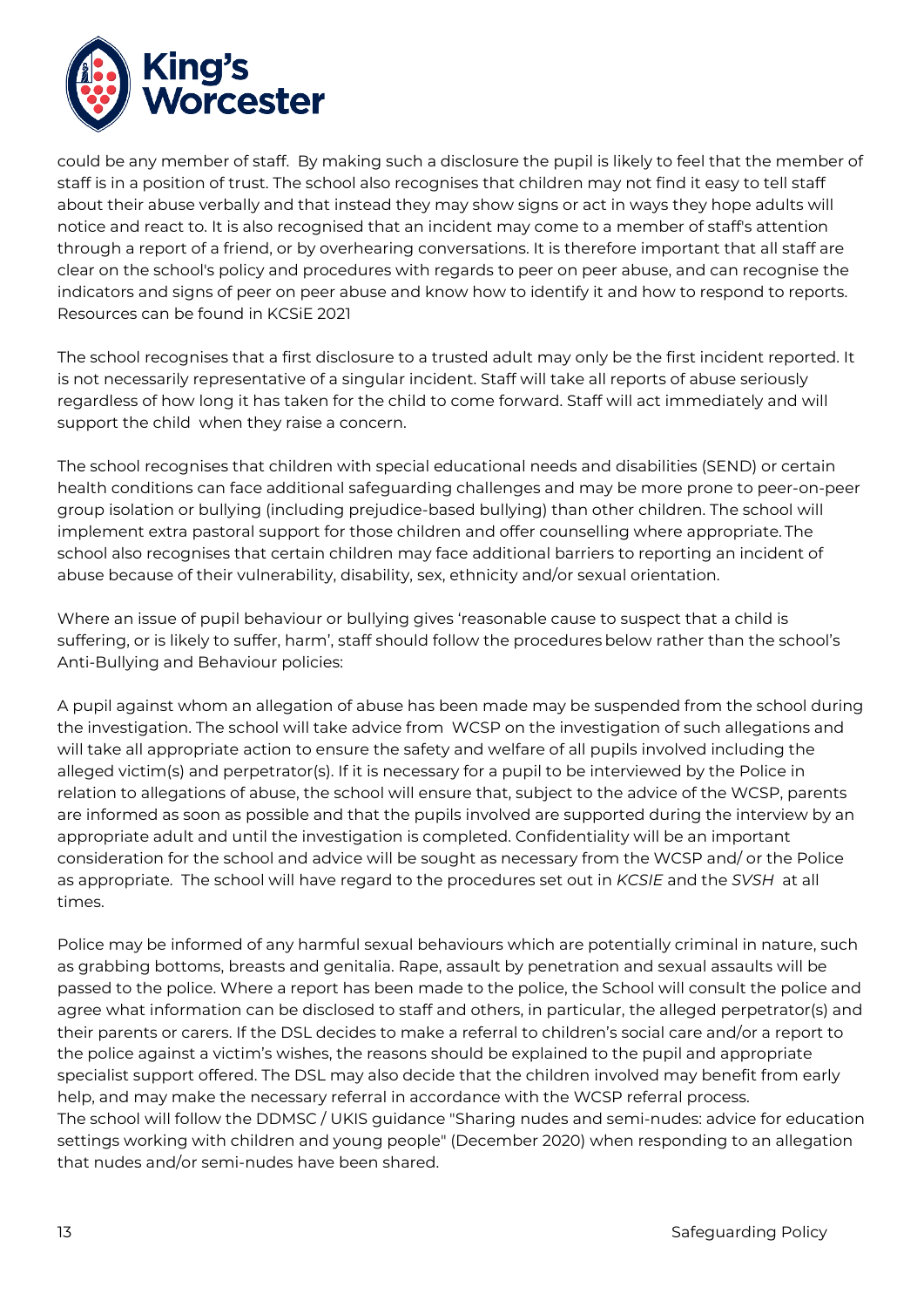could be any member of staff. By making such a disclosure the pupil is likely to feel that the member of staff is in a position of trust. The school also recognises that children may not find it easy to tell staff about their abuse verbally and that instead they may show signs or act in ways they hope adults will notice and react to. It is also recognised that an incident may come to a member of staff's attention through a report of a friend, or by overhearing conversations. It is therefore important that all staff are clear on the school's policy and procedures with regards to peer on peer abuse, and can recognise the indicators and signs of peer on peer abuse and know how to identify it and how to respond to reports. Resources can be found in KCSiE 2021

The school recognises that a first disclosure to a trusted adult may only be the first incident reported. It is not necessarily representative of a singular incident. Staff will take all reports of abuse seriously regardless of how long it has taken for the child to come forward. Staff will act immediately and will support the child when they raise a concern.

The school recognises that children with special educational needs and disabilities (SEND) or certain health conditions can face additional safeguarding challenges and may be more prone to peer-on-peer group isolation or bullying (including prejudice-based bullying) than other children. The school will implement extra pastoral support for those children and offer counselling where appropriate. The school also recognises that certain children may face additional barriers to reporting an incident of abuse because of their vulnerability, disability, sex, ethnicity and/or sexual orientation.

Where an issue of pupil behaviour or bullying gives 'reasonable cause to suspect that a child is suffering, or is likely to suffer, harm', staff should follow the procedures below rather than the school's Anti-Bullying and Behaviour policies:

A pupil against whom an allegation of abuse has been made may be suspended from the school during the investigation. The school will take advice from WCSP on the investigation of such allegations and will take all appropriate action to ensure the safety and welfare of all pupils involved including the alleged victim(s) and perpetrator(s). If it is necessary for a pupil to be interviewed by the Police in relation to allegations of abuse, the school will ensure that, subject to the advice of the WCSP, parents are informed as soon as possible and that the pupils involved are supported during the interview by an appropriate adult and until the investigation is completed. Confidentiality will be an important consideration for the school and advice will be sought as necessary from the WCSP and/ or the Police as appropriate. The school will have regard to the procedures set out in *KCSIE* and the *SVSH* at all times.

Police may be informed of any harmful sexual behaviours which are potentially criminal in nature, such as grabbing bottoms, breasts and genitalia. Rape, assault by penetration and sexual assaults will be passed to the police. Where a report has been made to the police, the School will consult the police and agree what information can be disclosed to staff and others, in particular, the alleged perpetrator(s) and their parents or carers. If the DSL decides to make a referral to children's social care and/or a report to the police against a victim's wishes, the reasons should be explained to the pupil and appropriate specialist support offered. The DSL may also decide that the children involved may benefit from early help, and may make the necessary referral in accordance with the WCSP referral process.
The school will follow the DDMSC / UKIS guidance "Sharing nudes and semi-nudes: advice for education settings working with children and young people" (December 2020) when responding to an allegation that nudes and/or semi-nudes have been shared.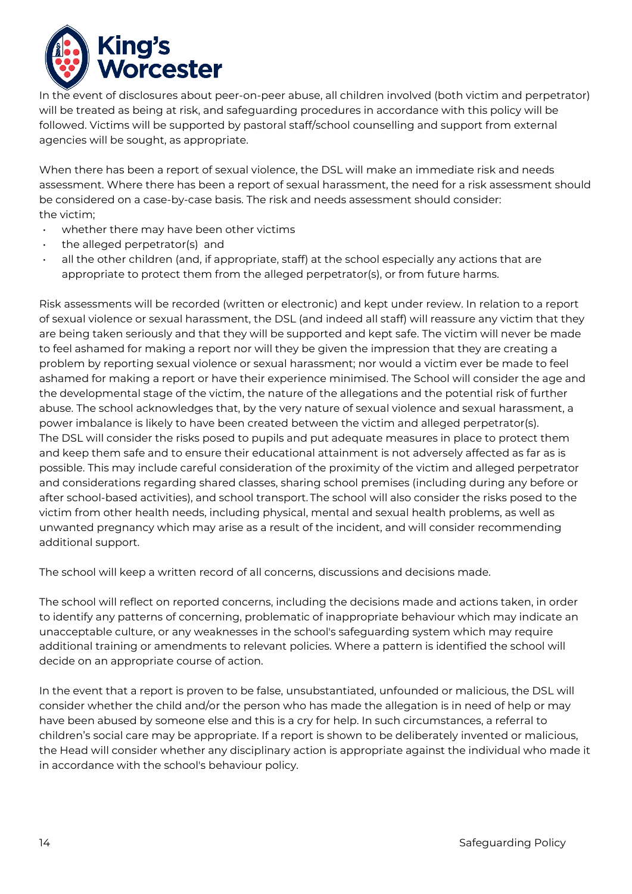In the event of disclosures about peer-on-peer abuse, all children involved (both victim and perpetrator) will be treated as being at risk, and safeguarding procedures in accordance with this policy will be followed. Victims will be supported by pastoral staff/school counselling and support from external agencies will be sought, as appropriate.

When there has been a report of sexual violence, the DSL will make an immediate risk and needs assessment. Where there has been a report of sexual harassment, the need for a risk assessment should be considered on a case-by-case basis. The risk and needs assessment should consider:
the victim;

- whether there may have been other victims
- the alleged perpetrator(s) and
- all the other children (and, if appropriate, staff) at the school especially any actions that are appropriate to protect them from the alleged perpetrator(s), or from future harms.

Risk assessments will be recorded (written or electronic) and kept under review. In relation to a report of sexual violence or sexual harassment, the DSL (and indeed all staff) will reassure any victim that they are being taken seriously and that they will be supported and kept safe. The victim will never be made to feel ashamed for making a report nor will they be given the impression that they are creating a problem by reporting sexual violence or sexual harassment; nor would a victim ever be made to feel ashamed for making a report or have their experience minimised. The School will consider the age and the developmental stage of the victim, the nature of the allegations and the potential risk of further abuse. The school acknowledges that, by the very nature of sexual violence and sexual harassment, a power imbalance is likely to have been created between the victim and alleged perpetrator(s). The DSL will consider the risks posed to pupils and put adequate measures in place to protect them and keep them safe and to ensure their educational attainment is not adversely affected as far as is possible. This may include careful consideration of the proximity of the victim and alleged perpetrator and considerations regarding shared classes, sharing school premises (including during any before or after school-based activities), and school transport. The school will also consider the risks posed to the victim from other health needs, including physical, mental and sexual health problems, as well as unwanted pregnancy which may arise as a result of the incident, and will consider recommending additional support.

The school will keep a written record of all concerns, discussions and decisions made.

The school will reflect on reported concerns, including the decisions made and actions taken, in order to identify any patterns of concerning, problematic of inappropriate behaviour which may indicate an unacceptable culture, or any weaknesses in the school's safeguarding system which may require additional training or amendments to relevant policies. Where a pattern is identified the school will decide on an appropriate course of action.

In the event that a report is proven to be false, unsubstantiated, unfounded or malicious, the DSL will consider whether the child and/or the person who has made the allegation is in need of help or may have been abused by someone else and this is a cry for help. In such circumstances, a referral to children's social care may be appropriate. If a report is shown to be deliberately invented or malicious, the Head will consider whether any disciplinary action is appropriate against the individual who made it in accordance with the school's behaviour policy.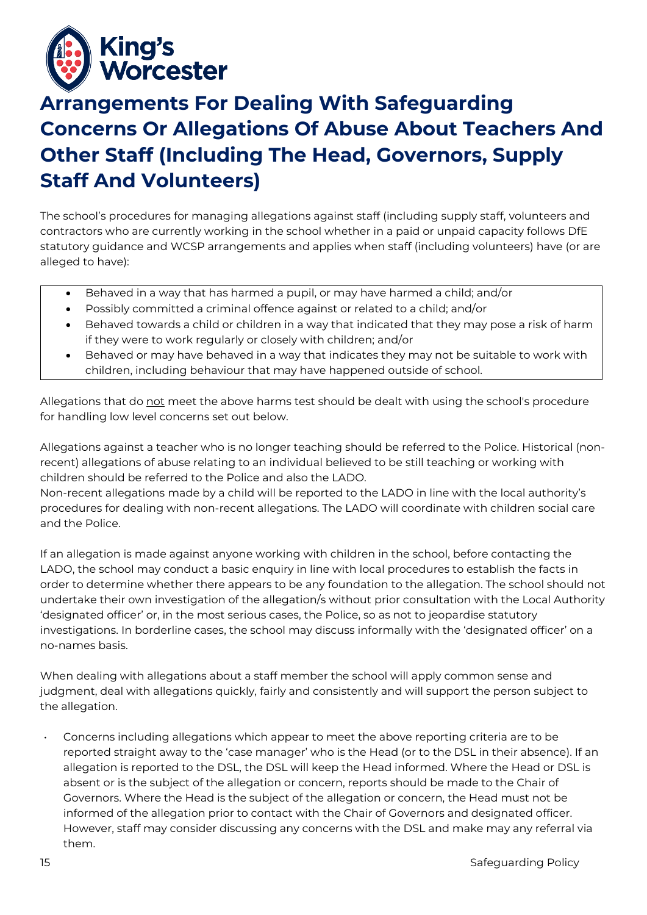# Arrangements For Dealing With Safeguarding Concerns Or Allegations Of Abuse About Teachers And Other Staff (Including The Head, Governors, Supply Staff And Volunteers)

The school's procedures for managing allegations against staff (including supply staff, volunteers and contractors who are currently working in the school whether in a paid or unpaid capacity follows DfE statutory guidance and WCSP arrangements and applies when staff (including volunteers) have (or are alleged to have):

- Behaved in a way that has harmed a pupil, or may have harmed a child; and/or
- Possibly committed a criminal offence against or related to a child; and/or
- Behaved towards a child or children in a way that indicated that they may pose a risk of harm if they were to work regularly or closely with children; and/or
- Behaved or may have behaved in a way that indicates they may not be suitable to work with children, including behaviour that may have happened outside of school.

Allegations that do not meet the above harms test should be dealt with using the school's procedure for handling low level concerns set out below.

Allegations against a teacher who is no longer teaching should be referred to the Police. Historical (non-recent) allegations of abuse relating to an individual believed to be still teaching or working with children should be referred to the Police and also the LADO.
Non-recent allegations made by a child will be reported to the LADO in line with the local authority's procedures for dealing with non-recent allegations. The LADO will coordinate with children social care and the Police.

If an allegation is made against anyone working with children in the school, before contacting the LADO, the school may conduct a basic enquiry in line with local procedures to establish the facts in order to determine whether there appears to be any foundation to the allegation. The school should not undertake their own investigation of the allegation/s without prior consultation with the Local Authority 'designated officer' or, in the most serious cases, the Police, so as not to jeopardise statutory investigations. In borderline cases, the school may discuss informally with the 'designated officer' on a no-names basis.

When dealing with allegations about a staff member the school will apply common sense and judgment, deal with allegations quickly, fairly and consistently and will support the person subject to the allegation.

- Concerns including allegations which appear to meet the above reporting criteria are to be reported straight away to the 'case manager' who is the Head (or to the DSL in their absence). If an allegation is reported to the DSL, the DSL will keep the Head informed. Where the Head or DSL is absent or is the subject of the allegation or concern, reports should be made to the Chair of Governors. Where the Head is the subject of the allegation or concern, the Head must not be informed of the allegation prior to contact with the Chair of Governors and designated officer. However, staff may consider discussing any concerns with the DSL and make may any referral via them.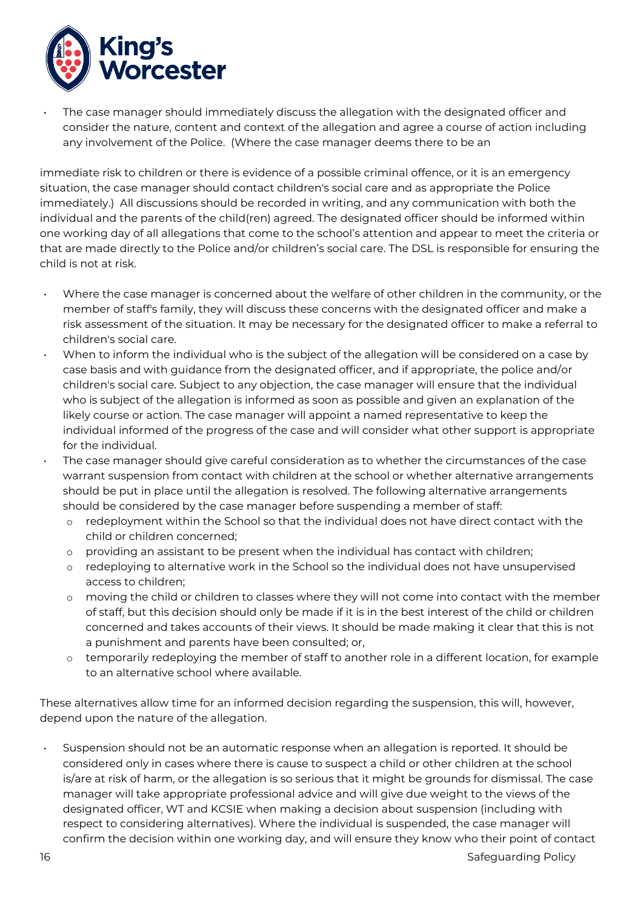- The case manager should immediately discuss the allegation with the designated officer and consider the nature, content and context of the allegation and agree a course of action including any involvement of the Police. (Where the case manager deems there to be an

immediate risk to children or there is evidence of a possible criminal offence, or it is an emergency situation, the case manager should contact children's social care and as appropriate the Police immediately.) All discussions should be recorded in writing, and any communication with both the individual and the parents of the child(ren) agreed. The designated officer should be informed within one working day of all allegations that come to the school's attention and appear to meet the criteria or that are made directly to the Police and/or children's social care. The DSL is responsible for ensuring the child is not at risk.

- Where the case manager is concerned about the welfare of other children in the community, or the member of staff's family, they will discuss these concerns with the designated officer and make a risk assessment of the situation. It may be necessary for the designated officer to make a referral to children's social care.
- When to inform the individual who is the subject of the allegation will be considered on a case by case basis and with guidance from the designated officer, and if appropriate, the police and/or children's social care. Subject to any objection, the case manager will ensure that the individual who is subject of the allegation is informed as soon as possible and given an explanation of the likely course or action. The case manager will appoint a named representative to keep the individual informed of the progress of the case and will consider what other support is appropriate for the individual.
- The case manager should give careful consideration as to whether the circumstances of the case warrant suspension from contact with children at the school or whether alternative arrangements should be put in place until the allegation is resolved. The following alternative arrangements should be considered by the case manager before suspending a member of staff:
  - redeployment within the School so that the individual does not have direct contact with the child or children concerned;
  - providing an assistant to be present when the individual has contact with children;
  - redeploying to alternative work in the School so the individual does not have unsupervised access to children;
  - moving the child or children to classes where they will not come into contact with the member of staff, but this decision should only be made if it is in the best interest of the child or children concerned and takes accounts of their views. It should be made making it clear that this is not a punishment and parents have been consulted; or,
  - temporarily redeploying the member of staff to another role in a different location, for example to an alternative school where available.

These alternatives allow time for an informed decision regarding the suspension, this will, however, depend upon the nature of the allegation.

- Suspension should not be an automatic response when an allegation is reported. It should be considered only in cases where there is cause to suspect a child or other children at the school is/are at risk of harm, or the allegation is so serious that it might be grounds for dismissal. The case manager will take appropriate professional advice and will give due weight to the views of the designated officer, WT and KCSIE when making a decision about suspension (including with respect to considering alternatives). Where the individual is suspended, the case manager will confirm the decision within one working day, and will ensure they know who their point of contact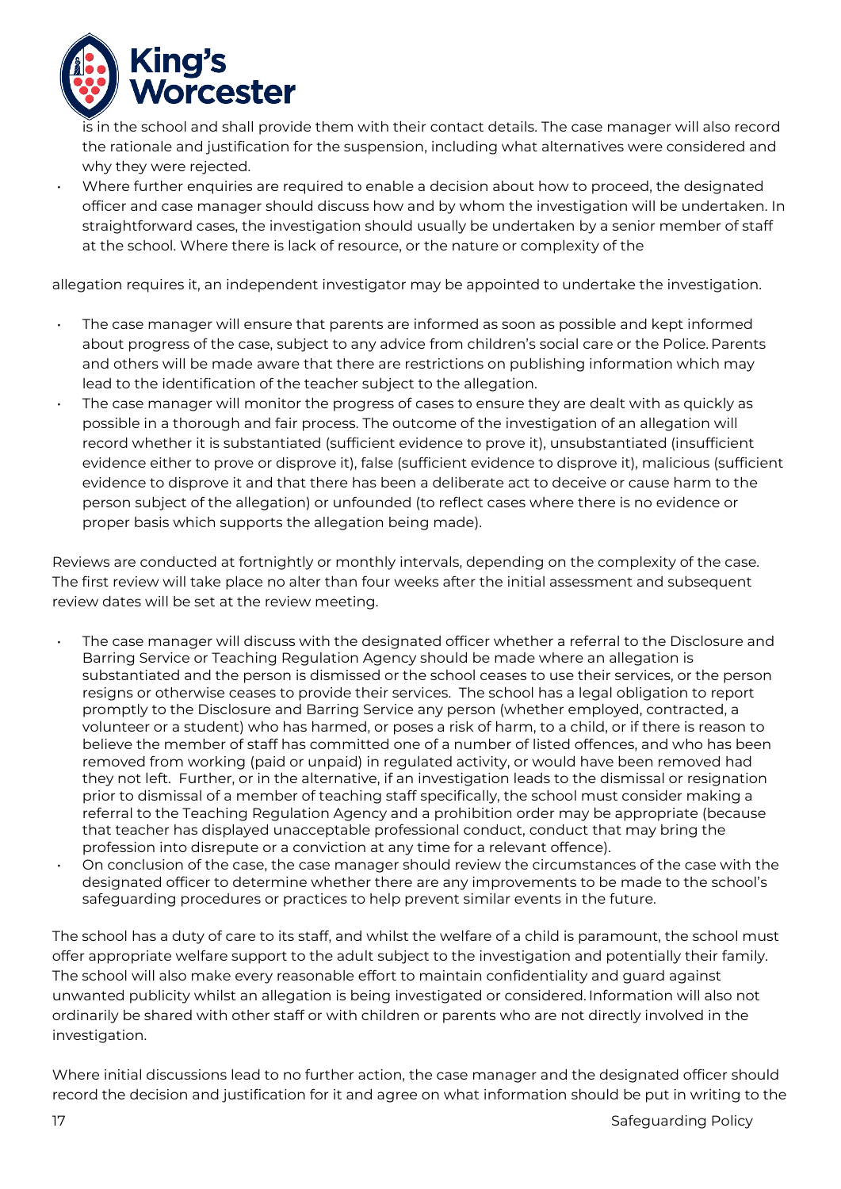is in the school and shall provide them with their contact details. The case manager will also record the rationale and justification for the suspension, including what alternatives were considered and why they were rejected.

- Where further enquiries are required to enable a decision about how to proceed, the designated officer and case manager should discuss how and by whom the investigation will be undertaken. In straightforward cases, the investigation should usually be undertaken by a senior member of staff at the school. Where there is lack of resource, or the nature or complexity of the

allegation requires it, an independent investigator may be appointed to undertake the investigation.

- The case manager will ensure that parents are informed as soon as possible and kept informed about progress of the case, subject to any advice from children's social care or the Police. Parents and others will be made aware that there are restrictions on publishing information which may lead to the identification of the teacher subject to the allegation.
- The case manager will monitor the progress of cases to ensure they are dealt with as quickly as possible in a thorough and fair process. The outcome of the investigation of an allegation will record whether it is substantiated (sufficient evidence to prove it), unsubstantiated (insufficient evidence either to prove or disprove it), false (sufficient evidence to disprove it), malicious (sufficient evidence to disprove it and that there has been a deliberate act to deceive or cause harm to the person subject of the allegation) or unfounded (to reflect cases where there is no evidence or proper basis which supports the allegation being made).

Reviews are conducted at fortnightly or monthly intervals, depending on the complexity of the case. The first review will take place no alter than four weeks after the initial assessment and subsequent review dates will be set at the review meeting.

- The case manager will discuss with the designated officer whether a referral to the Disclosure and Barring Service or Teaching Regulation Agency should be made where an allegation is substantiated and the person is dismissed or the school ceases to use their services, or the person resigns or otherwise ceases to provide their services. The school has a legal obligation to report promptly to the Disclosure and Barring Service any person (whether employed, contracted, a volunteer or a student) who has harmed, or poses a risk of harm, to a child, or if there is reason to believe the member of staff has committed one of a number of listed offences, and who has been removed from working (paid or unpaid) in regulated activity, or would have been removed had they not left. Further, or in the alternative, if an investigation leads to the dismissal or resignation prior to dismissal of a member of teaching staff specifically, the school must consider making a referral to the Teaching Regulation Agency and a prohibition order may be appropriate (because that teacher has displayed unacceptable professional conduct, conduct that may bring the profession into disrepute or a conviction at any time for a relevant offence).
- On conclusion of the case, the case manager should review the circumstances of the case with the designated officer to determine whether there are any improvements to be made to the school's safeguarding procedures or practices to help prevent similar events in the future.

The school has a duty of care to its staff, and whilst the welfare of a child is paramount, the school must offer appropriate welfare support to the adult subject to the investigation and potentially their family. The school will also make every reasonable effort to maintain confidentiality and guard against unwanted publicity whilst an allegation is being investigated or considered. Information will also not ordinarily be shared with other staff or with children or parents who are not directly involved in the investigation.

Where initial discussions lead to no further action, the case manager and the designated officer should record the decision and justification for it and agree on what information should be put in writing to the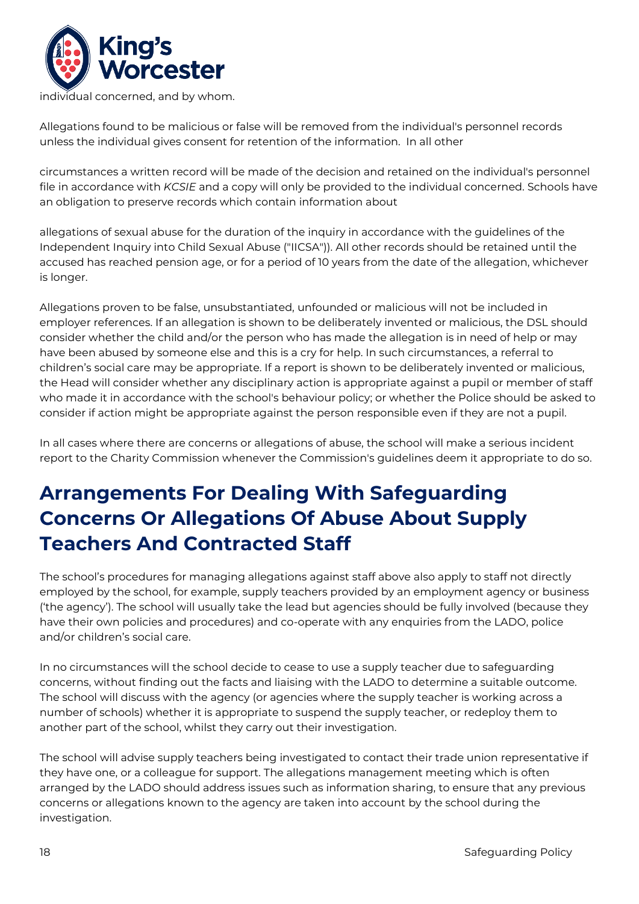individual concerned, and by whom.

Allegations found to be malicious or false will be removed from the individual's personnel records unless the individual gives consent for retention of the information. In all other

circumstances a written record will be made of the decision and retained on the individual's personnel file in accordance with *KCSIE* and a copy will only be provided to the individual concerned. Schools have an obligation to preserve records which contain information about

allegations of sexual abuse for the duration of the inquiry in accordance with the guidelines of the Independent Inquiry into Child Sexual Abuse ("IICSA")). All other records should be retained until the accused has reached pension age, or for a period of 10 years from the date of the allegation, whichever is longer.

Allegations proven to be false, unsubstantiated, unfounded or malicious will not be included in employer references. If an allegation is shown to be deliberately invented or malicious, the DSL should consider whether the child and/or the person who has made the allegation is in need of help or may have been abused by someone else and this is a cry for help. In such circumstances, a referral to children's social care may be appropriate. If a report is shown to be deliberately invented or malicious, the Head will consider whether any disciplinary action is appropriate against a pupil or member of staff who made it in accordance with the school's behaviour policy; or whether the Police should be asked to consider if action might be appropriate against the person responsible even if they are not a pupil.

In all cases where there are concerns or allegations of abuse, the school will make a serious incident report to the Charity Commission whenever the Commission's guidelines deem it appropriate to do so.

## Arrangements For Dealing With Safeguarding Concerns Or Allegations Of Abuse About Supply Teachers And Contracted Staff

The school's procedures for managing allegations against staff above also apply to staff not directly employed by the school, for example, supply teachers provided by an employment agency or business ('the agency'). The school will usually take the lead but agencies should be fully involved (because they have their own policies and procedures) and co-operate with any enquiries from the LADO, police and/or children's social care.

In no circumstances will the school decide to cease to use a supply teacher due to safeguarding concerns, without finding out the facts and liaising with the LADO to determine a suitable outcome. The school will discuss with the agency (or agencies where the supply teacher is working across a number of schools) whether it is appropriate to suspend the supply teacher, or redeploy them to another part of the school, whilst they carry out their investigation.

The school will advise supply teachers being investigated to contact their trade union representative if they have one, or a colleague for support. The allegations management meeting which is often arranged by the LADO should address issues such as information sharing, to ensure that any previous concerns or allegations known to the agency are taken into account by the school during the investigation.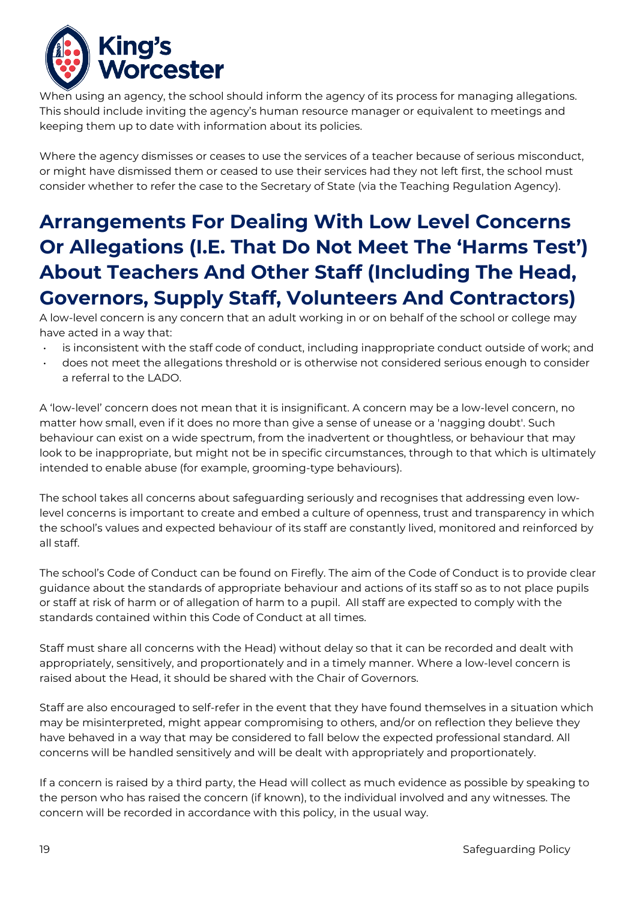When using an agency, the school should inform the agency of its process for managing allegations. This should include inviting the agency's human resource manager or equivalent to meetings and keeping them up to date with information about its policies.

Where the agency dismisses or ceases to use the services of a teacher because of serious misconduct, or might have dismissed them or ceased to use their services had they not left first, the school must consider whether to refer the case to the Secretary of State (via the Teaching Regulation Agency).

# Arrangements For Dealing With Low Level Concerns Or Allegations (I.E. That Do Not Meet The 'Harms Test') About Teachers And Other Staff (Including The Head, Governors, Supply Staff, Volunteers And Contractors)

A low-level concern is any concern that an adult working in or on behalf of the school or college may have acted in a way that:

- is inconsistent with the staff code of conduct, including inappropriate conduct outside of work; and
- does not meet the allegations threshold or is otherwise not considered serious enough to consider a referral to the LADO.

A 'low-level' concern does not mean that it is insignificant. A concern may be a low-level concern, no matter how small, even if it does no more than give a sense of unease or a 'nagging doubt'. Such behaviour can exist on a wide spectrum, from the inadvertent or thoughtless, or behaviour that may look to be inappropriate, but might not be in specific circumstances, through to that which is ultimately intended to enable abuse (for example, grooming-type behaviours).

The school takes all concerns about safeguarding seriously and recognises that addressing even low-level concerns is important to create and embed a culture of openness, trust and transparency in which the school's values and expected behaviour of its staff are constantly lived, monitored and reinforced by all staff.

The school's Code of Conduct can be found on Firefly. The aim of the Code of Conduct is to provide clear guidance about the standards of appropriate behaviour and actions of its staff so as to not place pupils or staff at risk of harm or of allegation of harm to a pupil. All staff are expected to comply with the standards contained within this Code of Conduct at all times.

Staff must share all concerns with the Head) without delay so that it can be recorded and dealt with appropriately, sensitively, and proportionately and in a timely manner. Where a low-level concern is raised about the Head, it should be shared with the Chair of Governors.

Staff are also encouraged to self-refer in the event that they have found themselves in a situation which may be misinterpreted, might appear compromising to others, and/or on reflection they believe they have behaved in a way that may be considered to fall below the expected professional standard. All concerns will be handled sensitively and will be dealt with appropriately and proportionately.

If a concern is raised by a third party, the Head will collect as much evidence as possible by speaking to the person who has raised the concern (if known), to the individual involved and any witnesses. The concern will be recorded in accordance with this policy, in the usual way.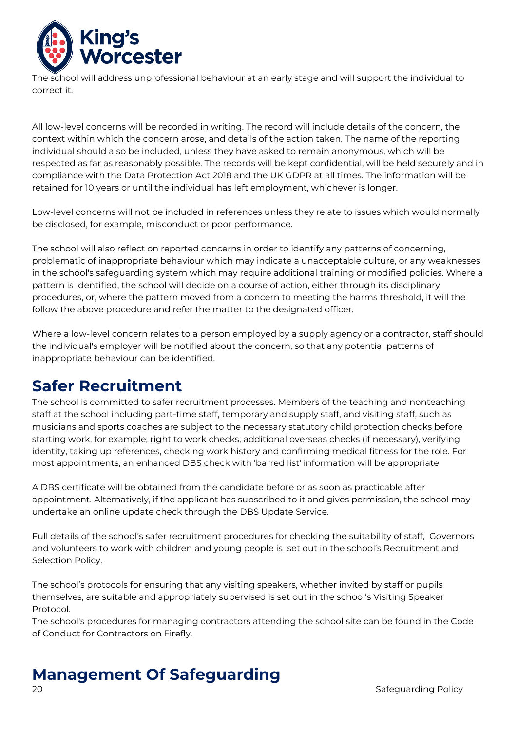The school will address unprofessional behaviour at an early stage and will support the individual to correct it.

All low-level concerns will be recorded in writing. The record will include details of the concern, the context within which the concern arose, and details of the action taken. The name of the reporting individual should also be included, unless they have asked to remain anonymous, which will be respected as far as reasonably possible. The records will be kept confidential, will be held securely and in compliance with the Data Protection Act 2018 and the UK GDPR at all times. The information will be retained for 10 years or until the individual has left employment, whichever is longer.

Low-level concerns will not be included in references unless they relate to issues which would normally be disclosed, for example, misconduct or poor performance.

The school will also reflect on reported concerns in order to identify any patterns of concerning, problematic of inappropriate behaviour which may indicate a unacceptable culture, or any weaknesses in the school's safeguarding system which may require additional training or modified policies. Where a pattern is identified, the school will decide on a course of action, either through its disciplinary procedures, or, where the pattern moved from a concern to meeting the harms threshold, it will the follow the above procedure and refer the matter to the designated officer.

Where a low-level concern relates to a person employed by a supply agency or a contractor, staff should the individual's employer will be notified about the concern, so that any potential patterns of inappropriate behaviour can be identified.

## Safer Recruitment

The school is committed to safer recruitment processes. Members of the teaching and nonteaching staff at the school including part-time staff, temporary and supply staff, and visiting staff, such as musicians and sports coaches are subject to the necessary statutory child protection checks before starting work, for example, right to work checks, additional overseas checks (if necessary), verifying identity, taking up references, checking work history and confirming medical fitness for the role. For most appointments, an enhanced DBS check with 'barred list' information will be appropriate.

A DBS certificate will be obtained from the candidate before or as soon as practicable after appointment. Alternatively, if the applicant has subscribed to it and gives permission, the school may undertake an online update check through the DBS Update Service.

Full details of the school's safer recruitment procedures for checking the suitability of staff, Governors and volunteers to work with children and young people is set out in the school's Recruitment and Selection Policy.

The school's protocols for ensuring that any visiting speakers, whether invited by staff or pupils themselves, are suitable and appropriately supervised is set out in the school's Visiting Speaker Protocol.

The school's procedures for managing contractors attending the school site can be found in the Code of Conduct for Contractors on Firefly.

## Management Of Safeguarding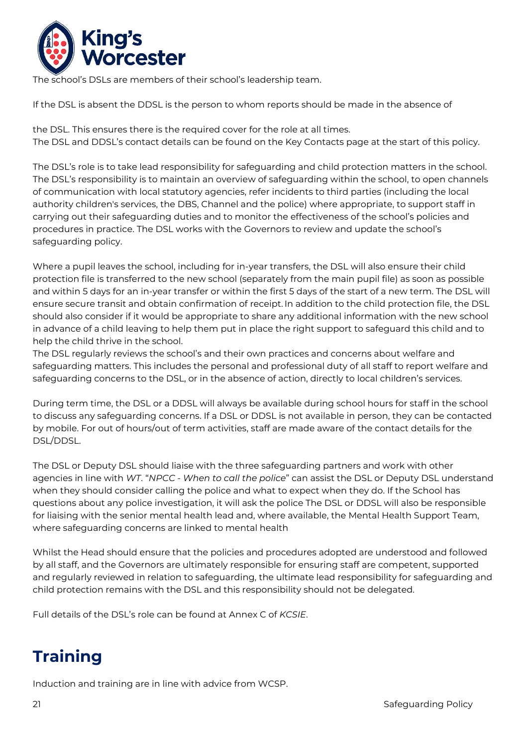The school's DSLs are members of their school's leadership team.

If the DSL is absent the DDSL is the person to whom reports should be made in the absence of

the DSL. This ensures there is the required cover for the role at all times.
The DSL and DDSL's contact details can be found on the Key Contacts page at the start of this policy.

The DSL's role is to take lead responsibility for safeguarding and child protection matters in the school. The DSL's responsibility is to maintain an overview of safeguarding within the school, to open channels of communication with local statutory agencies, refer incidents to third parties (including the local authority children's services, the DBS, Channel and the police) where appropriate, to support staff in carrying out their safeguarding duties and to monitor the effectiveness of the school's policies and procedures in practice. The DSL works with the Governors to review and update the school's safeguarding policy.

Where a pupil leaves the school, including for in-year transfers, the DSL will also ensure their child protection file is transferred to the new school (separately from the main pupil file) as soon as possible and within 5 days for an in-year transfer or within the first 5 days of the start of a new term. The DSL will ensure secure transit and obtain confirmation of receipt. In addition to the child protection file, the DSL should also consider if it would be appropriate to share any additional information with the new school in advance of a child leaving to help them put in place the right support to safeguard this child and to help the child thrive in the school.
The DSL regularly reviews the school's and their own practices and concerns about welfare and safeguarding matters. This includes the personal and professional duty of all staff to report welfare and safeguarding concerns to the DSL, or in the absence of action, directly to local children's services.

During term time, the DSL or a DDSL will always be available during school hours for staff in the school to discuss any safeguarding concerns. If a DSL or DDSL is not available in person, they can be contacted by mobile. For out of hours/out of term activities, staff are made aware of the contact details for the DSL/DDSL.

The DSL or Deputy DSL should liaise with the three safeguarding partners and work with other agencies in line with *WT*. "*NPCC - When to call the police*" can assist the DSL or Deputy DSL understand when they should consider calling the police and what to expect when they do. If the School has questions about any police investigation, it will ask the police The DSL or DDSL will also be responsible for liaising with the senior mental health lead and, where available, the Mental Health Support Team, where safeguarding concerns are linked to mental health

Whilst the Head should ensure that the policies and procedures adopted are understood and followed by all staff, and the Governors are ultimately responsible for ensuring staff are competent, supported and regularly reviewed in relation to safeguarding, the ultimate lead responsibility for safeguarding and child protection remains with the DSL and this responsibility should not be delegated.

Full details of the DSL's role can be found at Annex C of *KCSIE*.

# Training

Induction and training are in line with advice from WCSP.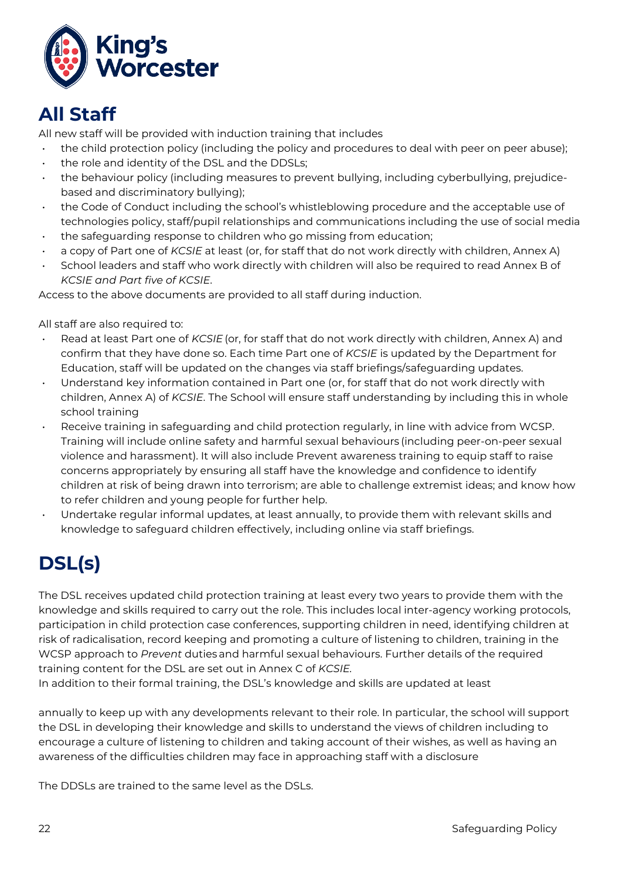## All Staff

All new staff will be provided with induction training that includes

- the child protection policy (including the policy and procedures to deal with peer on peer abuse);
- the role and identity of the DSL and the DDSLs;
- the behaviour policy (including measures to prevent bullying, including cyberbullying, prejudice-based and discriminatory bullying);
- the Code of Conduct including the school's whistleblowing procedure and the acceptable use of technologies policy, staff/pupil relationships and communications including the use of social media
- the safeguarding response to children who go missing from education;
- a copy of Part one of *KCSIE* at least (or, for staff that do not work directly with children, Annex A)
- School leaders and staff who work directly with children will also be required to read Annex B of *KCSIE and Part five of KCSIE*.

Access to the above documents are provided to all staff during induction.

All staff are also required to:

- Read at least Part one of *KCSIE* (or, for staff that do not work directly with children, Annex A) and confirm that they have done so. Each time Part one of *KCSIE* is updated by the Department for Education, staff will be updated on the changes via staff briefings/safeguarding updates.
- Understand key information contained in Part one (or, for staff that do not work directly with children, Annex A) of *KCSIE*. The School will ensure staff understanding by including this in whole school training
- Receive training in safeguarding and child protection regularly, in line with advice from WCSP. Training will include online safety and harmful sexual behaviours (including peer-on-peer sexual violence and harassment). It will also include Prevent awareness training to equip staff to raise concerns appropriately by ensuring all staff have the knowledge and confidence to identify children at risk of being drawn into terrorism; are able to challenge extremist ideas; and know how to refer children and young people for further help.
- Undertake regular informal updates, at least annually, to provide them with relevant skills and knowledge to safeguard children effectively, including online via staff briefings.

## DSL(s)

The DSL receives updated child protection training at least every two years to provide them with the knowledge and skills required to carry out the role. This includes local inter-agency working protocols, participation in child protection case conferences, supporting children in need, identifying children at risk of radicalisation, record keeping and promoting a culture of listening to children, training in the WCSP approach to *Prevent* duties and harmful sexual behaviours. Further details of the required training content for the DSL are set out in Annex C of *KCSIE*.

In addition to their formal training, the DSL's knowledge and skills are updated at least annually to keep up with any developments relevant to their role. In particular, the school will support the DSL in developing their knowledge and skills to understand the views of children including to encourage a culture of listening to children and taking account of their wishes, as well as having an awareness of the difficulties children may face in approaching staff with a disclosure

The DDSLs are trained to the same level as the DSLs.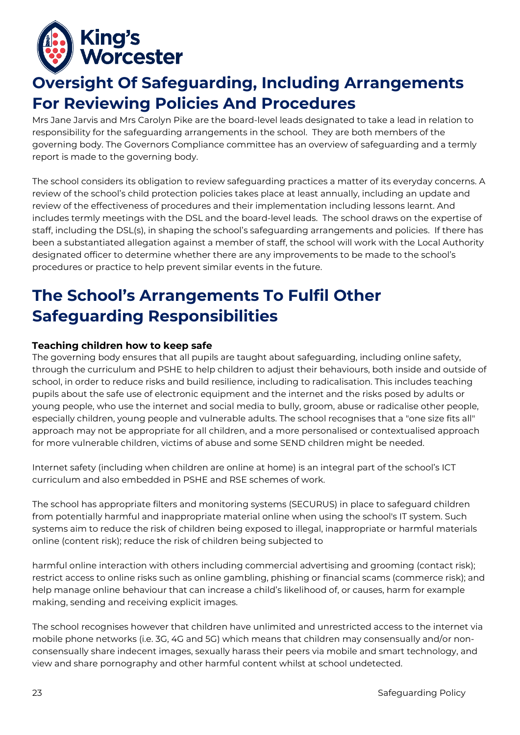## Oversight Of Safeguarding, Including Arrangements For Reviewing Policies And Procedures

Mrs Jane Jarvis and Mrs Carolyn Pike are the board-level leads designated to take a lead in relation to responsibility for the safeguarding arrangements in the school. They are both members of the governing body. The Governors Compliance committee has an overview of safeguarding and a termly report is made to the governing body.

The school considers its obligation to review safeguarding practices a matter of its everyday concerns. A review of the school's child protection policies takes place at least annually, including an update and review of the effectiveness of procedures and their implementation including lessons learnt. And includes termly meetings with the DSL and the board-level leads. The school draws on the expertise of staff, including the DSL(s), in shaping the school's safeguarding arrangements and policies. If there has been a substantiated allegation against a member of staff, the school will work with the Local Authority designated officer to determine whether there are any improvements to be made to the school's procedures or practice to help prevent similar events in the future.

## The School's Arrangements To Fulfil Other Safeguarding Responsibilities

### Teaching children how to keep safe

The governing body ensures that all pupils are taught about safeguarding, including online safety, through the curriculum and PSHE to help children to adjust their behaviours, both inside and outside of school, in order to reduce risks and build resilience, including to radicalisation. This includes teaching pupils about the safe use of electronic equipment and the internet and the risks posed by adults or young people, who use the internet and social media to bully, groom, abuse or radicalise other people, especially children, young people and vulnerable adults. The school recognises that a "one size fits all" approach may not be appropriate for all children, and a more personalised or contextualised approach for more vulnerable children, victims of abuse and some SEND children might be needed.

Internet safety (including when children are online at home) is an integral part of the school's ICT curriculum and also embedded in PSHE and RSE schemes of work.

The school has appropriate filters and monitoring systems (SECURUS) in place to safeguard children from potentially harmful and inappropriate material online when using the school's IT system. Such systems aim to reduce the risk of children being exposed to illegal, inappropriate or harmful materials online (content risk); reduce the risk of children being subjected to harmful online interaction with others including commercial advertising and grooming (contact risk); restrict access to online risks such as online gambling, phishing or financial scams (commerce risk); and help manage online behaviour that can increase a child's likelihood of, or causes, harm for example making, sending and receiving explicit images.

The school recognises however that children have unlimited and unrestricted access to the internet via mobile phone networks (i.e. 3G, 4G and 5G) which means that children may consensually and/or non-consensually share indecent images, sexually harass their peers via mobile and smart technology, and view and share pornography and other harmful content whilst at school undetected.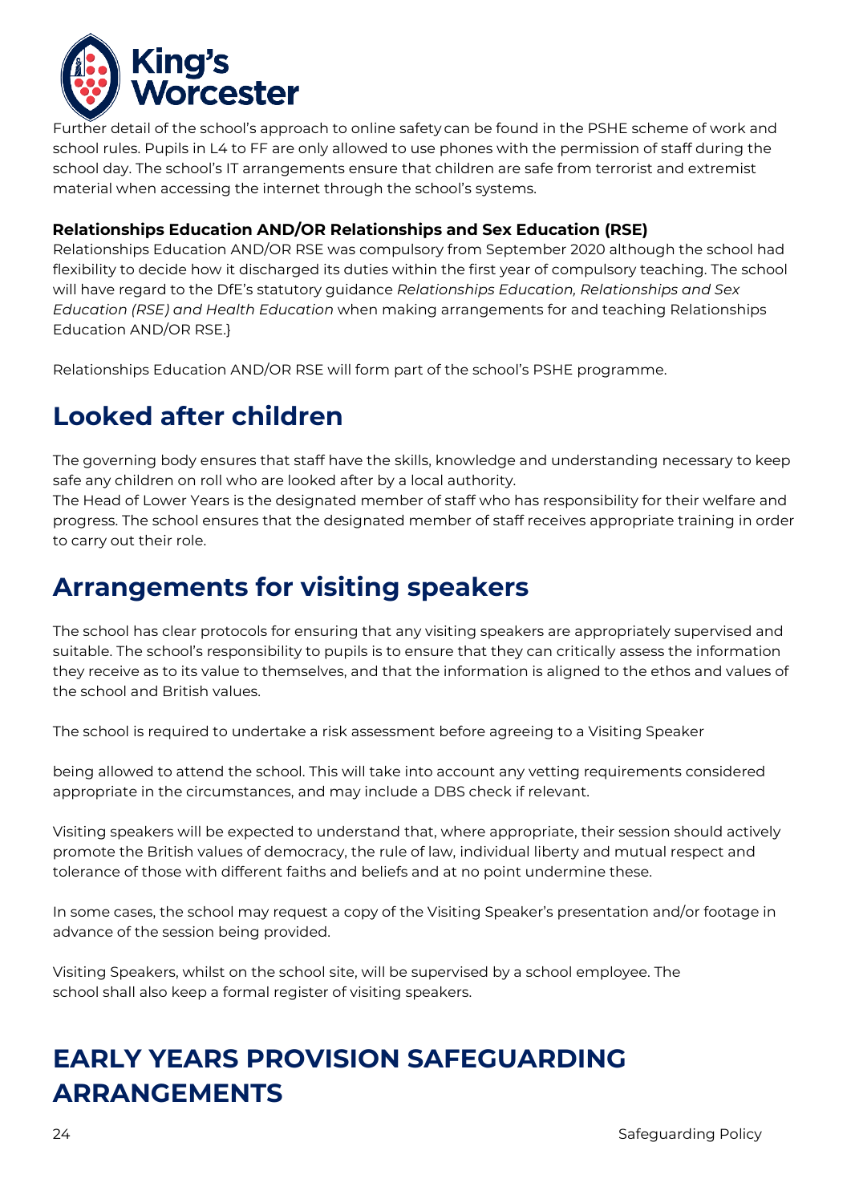Further detail of the school's approach to online safety can be found in the PSHE scheme of work and school rules. Pupils in L4 to FF are only allowed to use phones with the permission of staff during the school day. The school's IT arrangements ensure that children are safe from terrorist and extremist material when accessing the internet through the school's systems.

### Relationships Education AND/OR Relationships and Sex Education (RSE)

Relationships Education AND/OR RSE was compulsory from September 2020 although the school had flexibility to decide how it discharged its duties within the first year of compulsory teaching. The school will have regard to the DfE's statutory guidance *Relationships Education, Relationships and Sex Education (RSE) and Health Education* when making arrangements for and teaching Relationships Education AND/OR RSE.}

Relationships Education AND/OR RSE will form part of the school's PSHE programme.

## Looked after children

The governing body ensures that staff have the skills, knowledge and understanding necessary to keep safe any children on roll who are looked after by a local authority.
The Head of Lower Years is the designated member of staff who has responsibility for their welfare and progress. The school ensures that the designated member of staff receives appropriate training in order to carry out their role.

## Arrangements for visiting speakers

The school has clear protocols for ensuring that any visiting speakers are appropriately supervised and suitable. The school's responsibility to pupils is to ensure that they can critically assess the information they receive as to its value to themselves, and that the information is aligned to the ethos and values of the school and British values.

The school is required to undertake a risk assessment before agreeing to a Visiting Speaker

being allowed to attend the school. This will take into account any vetting requirements considered appropriate in the circumstances, and may include a DBS check if relevant.

Visiting speakers will be expected to understand that, where appropriate, their session should actively promote the British values of democracy, the rule of law, individual liberty and mutual respect and tolerance of those with different faiths and beliefs and at no point undermine these.

In some cases, the school may request a copy of the Visiting Speaker's presentation and/or footage in advance of the session being provided.

Visiting Speakers, whilst on the school site, will be supervised by a school employee. The school shall also keep a formal register of visiting speakers.

## EARLY YEARS PROVISION SAFEGUARDING ARRANGEMENTS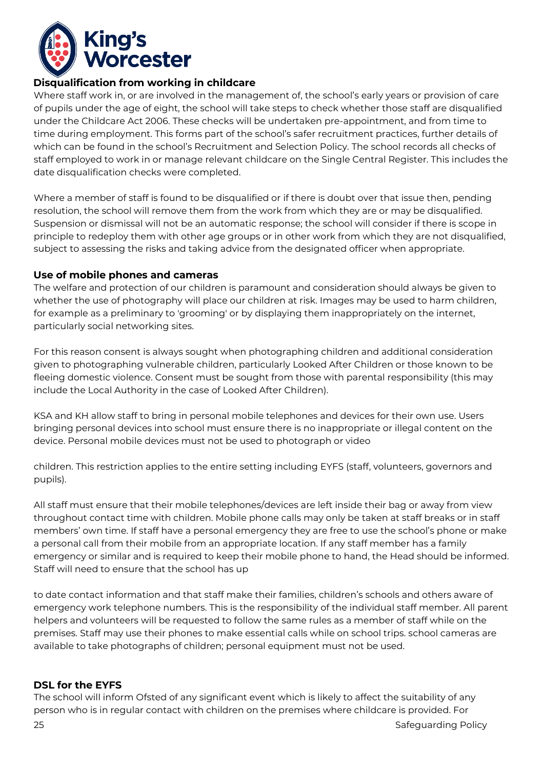## Disqualification from working in childcare

Where staff work in, or are involved in the management of, the school's early years or provision of care of pupils under the age of eight, the school will take steps to check whether those staff are disqualified under the Childcare Act 2006. These checks will be undertaken pre-appointment, and from time to time during employment. This forms part of the school's safer recruitment practices, further details of which can be found in the school's Recruitment and Selection Policy. The school records all checks of staff employed to work in or manage relevant childcare on the Single Central Register. This includes the date disqualification checks were completed.

Where a member of staff is found to be disqualified or if there is doubt over that issue then, pending resolution, the school will remove them from the work from which they are or may be disqualified. Suspension or dismissal will not be an automatic response; the school will consider if there is scope in principle to redeploy them with other age groups or in other work from which they are not disqualified, subject to assessing the risks and taking advice from the designated officer when appropriate.

## Use of mobile phones and cameras

The welfare and protection of our children is paramount and consideration should always be given to whether the use of photography will place our children at risk. Images may be used to harm children, for example as a preliminary to 'grooming' or by displaying them inappropriately on the internet, particularly social networking sites.

For this reason consent is always sought when photographing children and additional consideration given to photographing vulnerable children, particularly Looked After Children or those known to be fleeing domestic violence. Consent must be sought from those with parental responsibility (this may include the Local Authority in the case of Looked After Children).

KSA and KH allow staff to bring in personal mobile telephones and devices for their own use. Users bringing personal devices into school must ensure there is no inappropriate or illegal content on the device. Personal mobile devices must not be used to photograph or video children. This restriction applies to the entire setting including EYFS (staff, volunteers, governors and pupils).

All staff must ensure that their mobile telephones/devices are left inside their bag or away from view throughout contact time with children. Mobile phone calls may only be taken at staff breaks or in staff members' own time. If staff have a personal emergency they are free to use the school's phone or make a personal call from their mobile from an appropriate location. If any staff member has a family emergency or similar and is required to keep their mobile phone to hand, the Head should be informed. Staff will need to ensure that the school has up to date contact information and that staff make their families, children's schools and others aware of emergency work telephone numbers. This is the responsibility of the individual staff member. All parent helpers and volunteers will be requested to follow the same rules as a member of staff while on the premises. Staff may use their phones to make essential calls while on school trips. school cameras are available to take photographs of children; personal equipment must not be used.

## DSL for the EYFS

The school will inform Ofsted of any significant event which is likely to affect the suitability of any person who is in regular contact with children on the premises where childcare is provided. For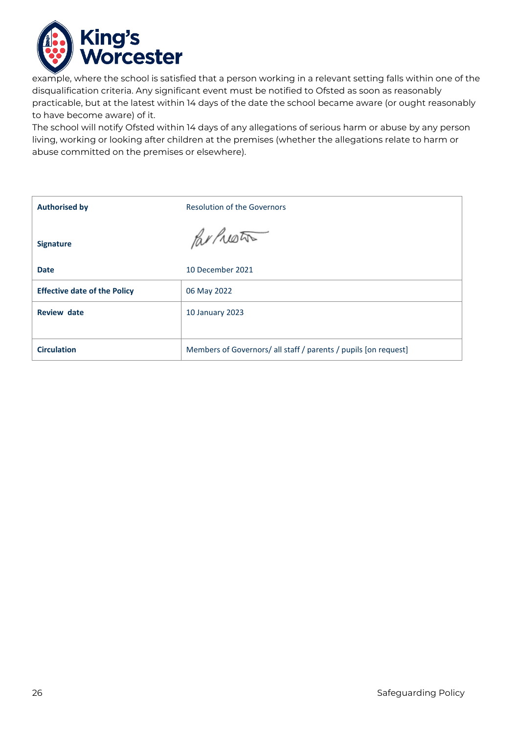example, where the school is satisfied that a person working in a relevant setting falls within one of the disqualification criteria. Any significant event must be notified to Ofsted as soon as reasonably practicable, but at the latest within 14 days of the date the school became aware (or ought reasonably to have become aware) of it.

The school will notify Ofsted within 14 days of any allegations of serious harm or abuse by any person living, working or looking after children at the premises (whether the allegations relate to harm or abuse committed on the premises or elsewhere).

| | |
|---|---|
| **Authorised by** | Resolution of the Governors |
| **Signature** | |
| **Date** | 10 December 2021 |
| **Effective date of the Policy** | 06 May 2022 |
| **Review date** | 10 January 2023 |
| **Circulation** | Members of Governors/ all staff / parents / pupils [on request] |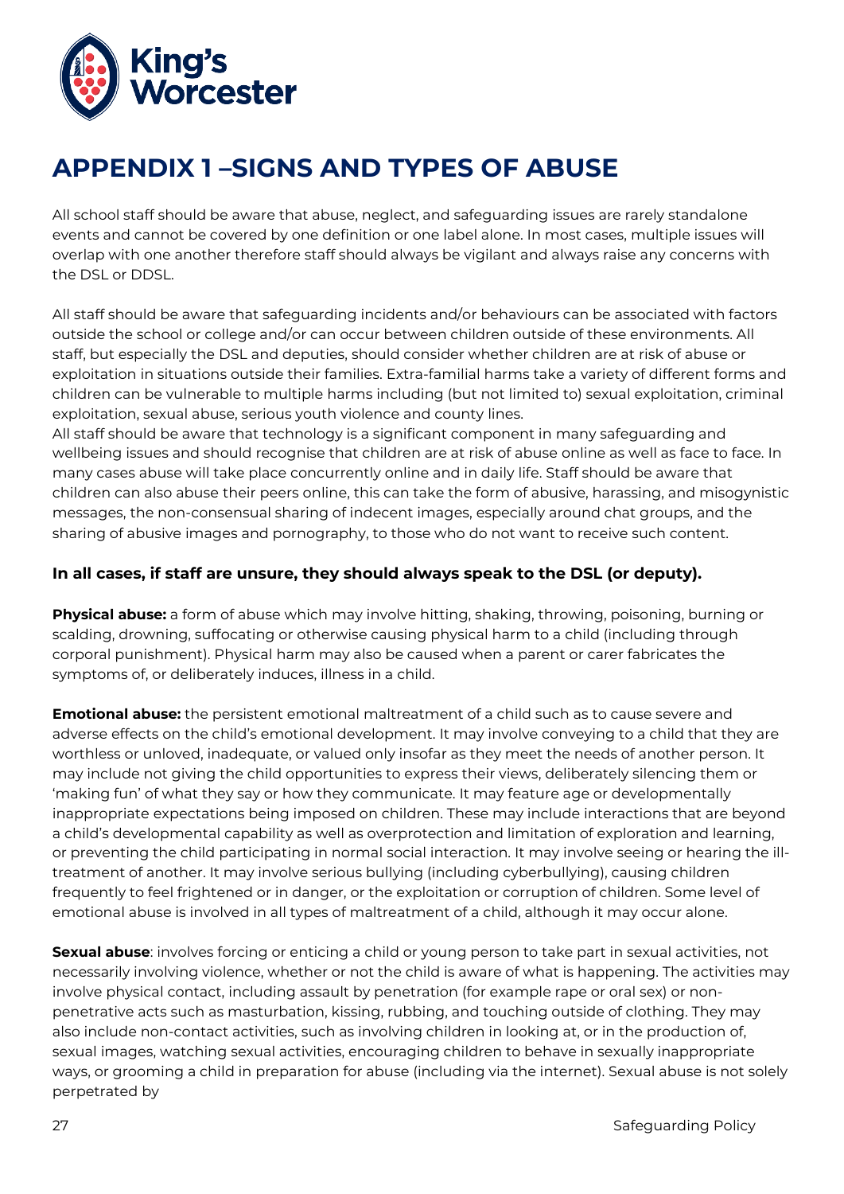# APPENDIX 1 –SIGNS AND TYPES OF ABUSE

All school staff should be aware that abuse, neglect, and safeguarding issues are rarely standalone events and cannot be covered by one definition or one label alone. In most cases, multiple issues will overlap with one another therefore staff should always be vigilant and always raise any concerns with the DSL or DDSL.

All staff should be aware that safeguarding incidents and/or behaviours can be associated with factors outside the school or college and/or can occur between children outside of these environments. All staff, but especially the DSL and deputies, should consider whether children are at risk of abuse or exploitation in situations outside their families. Extra-familial harms take a variety of different forms and children can be vulnerable to multiple harms including (but not limited to) sexual exploitation, criminal exploitation, sexual abuse, serious youth violence and county lines.

All staff should be aware that technology is a significant component in many safeguarding and wellbeing issues and should recognise that children are at risk of abuse online as well as face to face. In many cases abuse will take place concurrently online and in daily life. Staff should be aware that children can also abuse their peers online, this can take the form of abusive, harassing, and misogynistic messages, the non-consensual sharing of indecent images, especially around chat groups, and the sharing of abusive images and pornography, to those who do not want to receive such content.

**In all cases, if staff are unsure, they should always speak to the DSL (or deputy).**

**Physical abuse:** a form of abuse which may involve hitting, shaking, throwing, poisoning, burning or scalding, drowning, suffocating or otherwise causing physical harm to a child (including through corporal punishment). Physical harm may also be caused when a parent or carer fabricates the symptoms of, or deliberately induces, illness in a child.

**Emotional abuse:** the persistent emotional maltreatment of a child such as to cause severe and adverse effects on the child's emotional development. It may involve conveying to a child that they are worthless or unloved, inadequate, or valued only insofar as they meet the needs of another person. It may include not giving the child opportunities to express their views, deliberately silencing them or 'making fun' of what they say or how they communicate. It may feature age or developmentally inappropriate expectations being imposed on children. These may include interactions that are beyond a child's developmental capability as well as overprotection and limitation of exploration and learning, or preventing the child participating in normal social interaction. It may involve seeing or hearing the ill-treatment of another. It may involve serious bullying (including cyberbullying), causing children frequently to feel frightened or in danger, or the exploitation or corruption of children. Some level of emotional abuse is involved in all types of maltreatment of a child, although it may occur alone.

**Sexual abuse**: involves forcing or enticing a child or young person to take part in sexual activities, not necessarily involving violence, whether or not the child is aware of what is happening. The activities may involve physical contact, including assault by penetration (for example rape or oral sex) or non-penetrative acts such as masturbation, kissing, rubbing, and touching outside of clothing. They may also include non-contact activities, such as involving children in looking at, or in the production of, sexual images, watching sexual activities, encouraging children to behave in sexually inappropriate ways, or grooming a child in preparation for abuse (including via the internet). Sexual abuse is not solely perpetrated by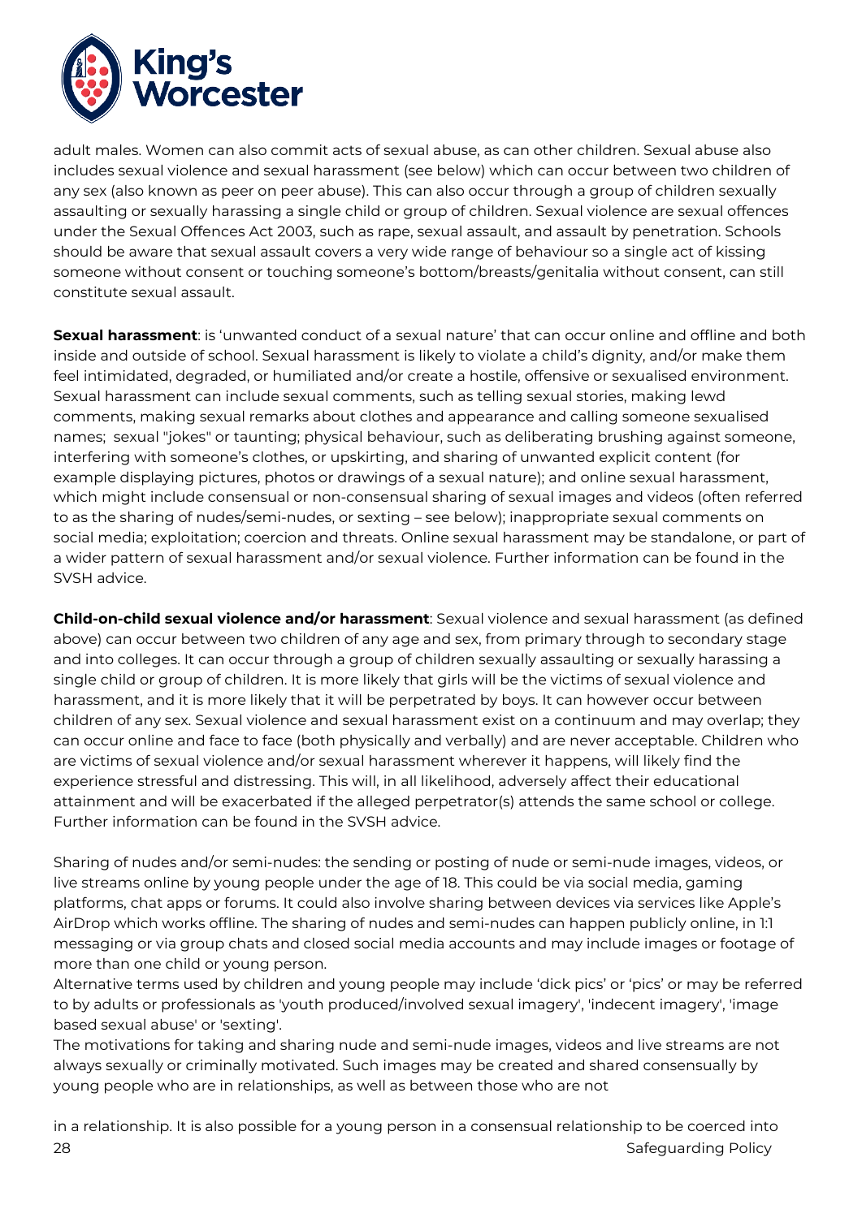adult males. Women can also commit acts of sexual abuse, as can other children. Sexual abuse also includes sexual violence and sexual harassment (see below) which can occur between two children of any sex (also known as peer on peer abuse). This can also occur through a group of children sexually assaulting or sexually harassing a single child or group of children. Sexual violence are sexual offences under the Sexual Offences Act 2003, such as rape, sexual assault, and assault by penetration. Schools should be aware that sexual assault covers a very wide range of behaviour so a single act of kissing someone without consent or touching someone's bottom/breasts/genitalia without consent, can still constitute sexual assault.

**Sexual harassment**: is 'unwanted conduct of a sexual nature' that can occur online and offline and both inside and outside of school. Sexual harassment is likely to violate a child's dignity, and/or make them feel intimidated, degraded, or humiliated and/or create a hostile, offensive or sexualised environment. Sexual harassment can include sexual comments, such as telling sexual stories, making lewd comments, making sexual remarks about clothes and appearance and calling someone sexualised names; sexual "jokes" or taunting; physical behaviour, such as deliberating brushing against someone, interfering with someone's clothes, or upskirting, and sharing of unwanted explicit content (for example displaying pictures, photos or drawings of a sexual nature); and online sexual harassment, which might include consensual or non-consensual sharing of sexual images and videos (often referred to as the sharing of nudes/semi-nudes, or sexting – see below); inappropriate sexual comments on social media; exploitation; coercion and threats. Online sexual harassment may be standalone, or part of a wider pattern of sexual harassment and/or sexual violence. Further information can be found in the SVSH advice.

**Child-on-child sexual violence and/or harassment**: Sexual violence and sexual harassment (as defined above) can occur between two children of any age and sex, from primary through to secondary stage and into colleges. It can occur through a group of children sexually assaulting or sexually harassing a single child or group of children. It is more likely that girls will be the victims of sexual violence and harassment, and it is more likely that it will be perpetrated by boys. It can however occur between children of any sex. Sexual violence and sexual harassment exist on a continuum and may overlap; they can occur online and face to face (both physically and verbally) and are never acceptable. Children who are victims of sexual violence and/or sexual harassment wherever it happens, will likely find the experience stressful and distressing. This will, in all likelihood, adversely affect their educational attainment and will be exacerbated if the alleged perpetrator(s) attends the same school or college. Further information can be found in the SVSH advice.

Sharing of nudes and/or semi-nudes: the sending or posting of nude or semi-nude images, videos, or live streams online by young people under the age of 18. This could be via social media, gaming platforms, chat apps or forums. It could also involve sharing between devices via services like Apple's AirDrop which works offline. The sharing of nudes and semi-nudes can happen publicly online, in 1:1 messaging or via group chats and closed social media accounts and may include images or footage of more than one child or young person.
Alternative terms used by children and young people may include 'dick pics' or 'pics' or may be referred to by adults or professionals as 'youth produced/involved sexual imagery', 'indecent imagery', 'image based sexual abuse' or 'sexting'.
The motivations for taking and sharing nude and semi-nude images, videos and live streams are not always sexually or criminally motivated. Such images may be created and shared consensually by young people who are in relationships, as well as between those who are not

in a relationship. It is also possible for a young person in a consensual relationship to be coerced into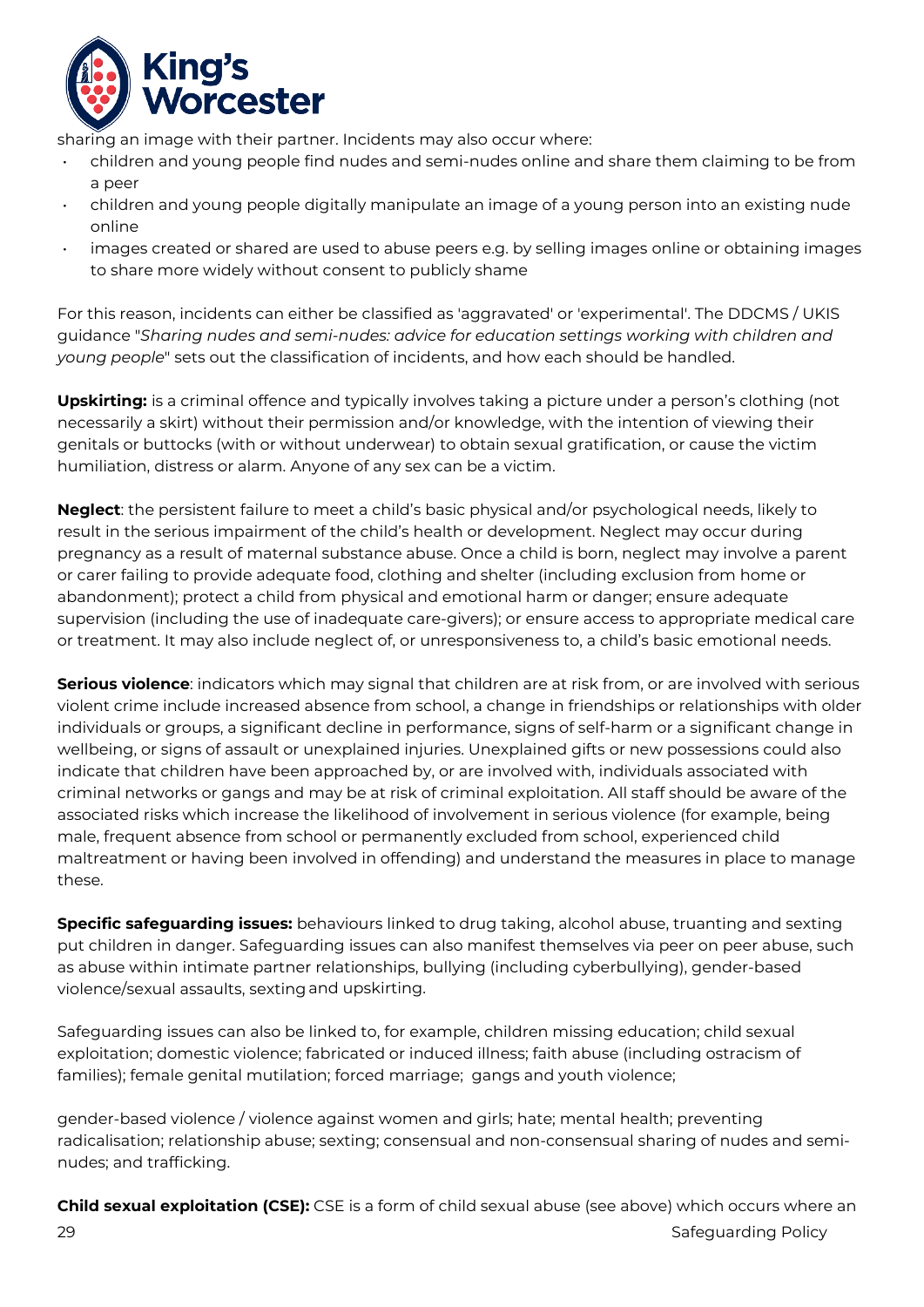sharing an image with their partner. Incidents may also occur where:

- children and young people find nudes and semi-nudes online and share them claiming to be from a peer
- children and young people digitally manipulate an image of a young person into an existing nude online
- images created or shared are used to abuse peers e.g. by selling images online or obtaining images to share more widely without consent to publicly shame

For this reason, incidents can either be classified as 'aggravated' or 'experimental'. The DDCMS / UKIS guidance "*Sharing nudes and semi-nudes: advice for education settings working with children and young people*" sets out the classification of incidents, and how each should be handled.

**Upskirting:** is a criminal offence and typically involves taking a picture under a person's clothing (not necessarily a skirt) without their permission and/or knowledge, with the intention of viewing their genitals or buttocks (with or without underwear) to obtain sexual gratification, or cause the victim humiliation, distress or alarm. Anyone of any sex can be a victim.

**Neglect**: the persistent failure to meet a child's basic physical and/or psychological needs, likely to result in the serious impairment of the child's health or development. Neglect may occur during pregnancy as a result of maternal substance abuse. Once a child is born, neglect may involve a parent or carer failing to provide adequate food, clothing and shelter (including exclusion from home or abandonment); protect a child from physical and emotional harm or danger; ensure adequate supervision (including the use of inadequate care-givers); or ensure access to appropriate medical care or treatment. It may also include neglect of, or unresponsiveness to, a child's basic emotional needs.

**Serious violence**: indicators which may signal that children are at risk from, or are involved with serious violent crime include increased absence from school, a change in friendships or relationships with older individuals or groups, a significant decline in performance, signs of self-harm or a significant change in wellbeing, or signs of assault or unexplained injuries. Unexplained gifts or new possessions could also indicate that children have been approached by, or are involved with, individuals associated with criminal networks or gangs and may be at risk of criminal exploitation. All staff should be aware of the associated risks which increase the likelihood of involvement in serious violence (for example, being male, frequent absence from school or permanently excluded from school, experienced child maltreatment or having been involved in offending) and understand the measures in place to manage these.

**Specific safeguarding issues:** behaviours linked to drug taking, alcohol abuse, truanting and sexting put children in danger. Safeguarding issues can also manifest themselves via peer on peer abuse, such as abuse within intimate partner relationships, bullying (including cyberbullying), gender-based violence/sexual assaults, sexting and upskirting.

Safeguarding issues can also be linked to, for example, children missing education; child sexual exploitation; domestic violence; fabricated or induced illness; faith abuse (including ostracism of families); female genital mutilation; forced marriage; gangs and youth violence;

gender-based violence / violence against women and girls; hate; mental health; preventing radicalisation; relationship abuse; sexting; consensual and non-consensual sharing of nudes and semi-nudes; and trafficking.

**Child sexual exploitation (CSE):** CSE is a form of child sexual abuse (see above) which occurs where an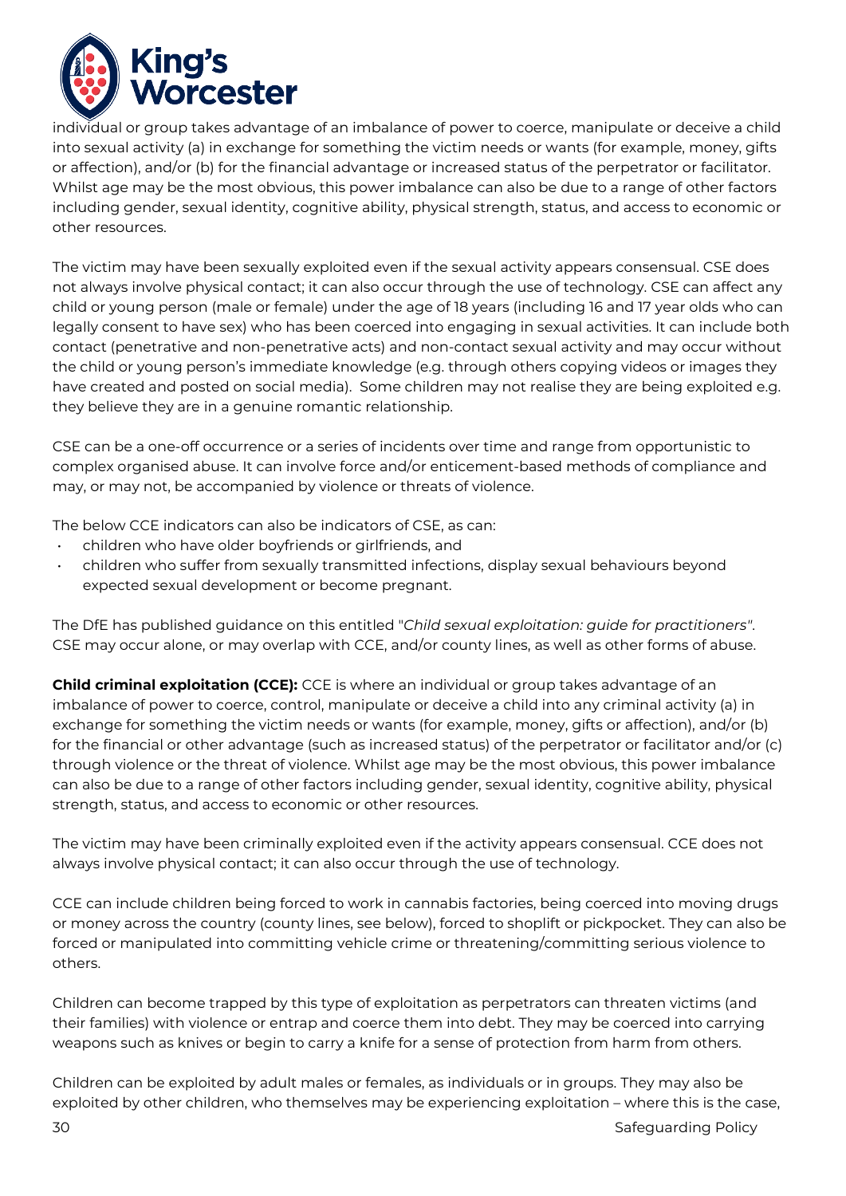individual or group takes advantage of an imbalance of power to coerce, manipulate or deceive a child into sexual activity (a) in exchange for something the victim needs or wants (for example, money, gifts or affection), and/or (b) for the financial advantage or increased status of the perpetrator or facilitator. Whilst age may be the most obvious, this power imbalance can also be due to a range of other factors including gender, sexual identity, cognitive ability, physical strength, status, and access to economic or other resources.

The victim may have been sexually exploited even if the sexual activity appears consensual. CSE does not always involve physical contact; it can also occur through the use of technology. CSE can affect any child or young person (male or female) under the age of 18 years (including 16 and 17 year olds who can legally consent to have sex) who has been coerced into engaging in sexual activities. It can include both contact (penetrative and non-penetrative acts) and non-contact sexual activity and may occur without the child or young person's immediate knowledge (e.g. through others copying videos or images they have created and posted on social media). Some children may not realise they are being exploited e.g. they believe they are in a genuine romantic relationship.

CSE can be a one-off occurrence or a series of incidents over time and range from opportunistic to complex organised abuse. It can involve force and/or enticement-based methods of compliance and may, or may not, be accompanied by violence or threats of violence.

The below CCE indicators can also be indicators of CSE, as can:

- children who have older boyfriends or girlfriends, and
- children who suffer from sexually transmitted infections, display sexual behaviours beyond expected sexual development or become pregnant.

The DfE has published guidance on this entitled "*Child sexual exploitation: guide for practitioners*". CSE may occur alone, or may overlap with CCE, and/or county lines, as well as other forms of abuse.

**Child criminal exploitation (CCE):** CCE is where an individual or group takes advantage of an imbalance of power to coerce, control, manipulate or deceive a child into any criminal activity (a) in exchange for something the victim needs or wants (for example, money, gifts or affection), and/or (b) for the financial or other advantage (such as increased status) of the perpetrator or facilitator and/or (c) through violence or the threat of violence. Whilst age may be the most obvious, this power imbalance can also be due to a range of other factors including gender, sexual identity, cognitive ability, physical strength, status, and access to economic or other resources.

The victim may have been criminally exploited even if the activity appears consensual. CCE does not always involve physical contact; it can also occur through the use of technology.

CCE can include children being forced to work in cannabis factories, being coerced into moving drugs or money across the country (county lines, see below), forced to shoplift or pickpocket. They can also be forced or manipulated into committing vehicle crime or threatening/committing serious violence to others.

Children can become trapped by this type of exploitation as perpetrators can threaten victims (and their families) with violence or entrap and coerce them into debt. They may be coerced into carrying weapons such as knives or begin to carry a knife for a sense of protection from harm from others.

Children can be exploited by adult males or females, as individuals or in groups. They may also be exploited by other children, who themselves may be experiencing exploitation – where this is the case,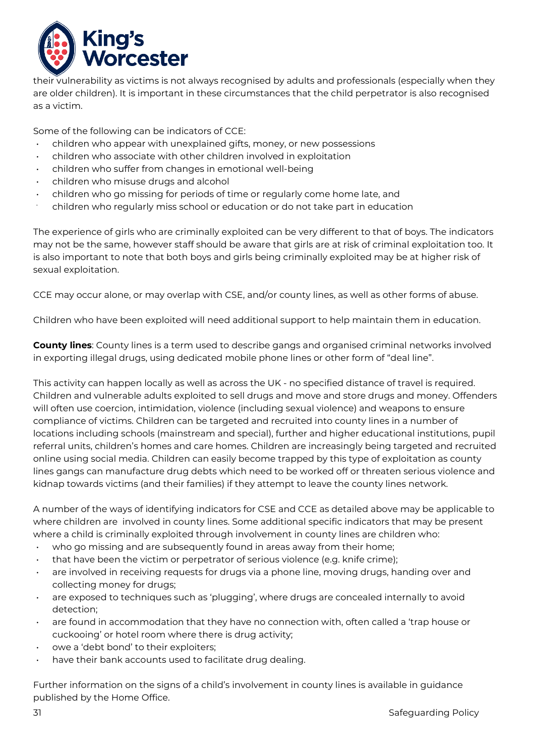their vulnerability as victims is not always recognised by adults and professionals (especially when they are older children). It is important in these circumstances that the child perpetrator is also recognised as a victim.

Some of the following can be indicators of CCE:

- children who appear with unexplained gifts, money, or new possessions
- children who associate with other children involved in exploitation
- children who suffer from changes in emotional well-being
- children who misuse drugs and alcohol
- children who go missing for periods of time or regularly come home late, and
- children who regularly miss school or education or do not take part in education

The experience of girls who are criminally exploited can be very different to that of boys. The indicators may not be the same, however staff should be aware that girls are at risk of criminal exploitation too. It is also important to note that both boys and girls being criminally exploited may be at higher risk of sexual exploitation.

CCE may occur alone, or may overlap with CSE, and/or county lines, as well as other forms of abuse.

Children who have been exploited will need additional support to help maintain them in education.

**County lines**: County lines is a term used to describe gangs and organised criminal networks involved in exporting illegal drugs, using dedicated mobile phone lines or other form of "deal line".

This activity can happen locally as well as across the UK - no specified distance of travel is required. Children and vulnerable adults exploited to sell drugs and move and store drugs and money. Offenders will often use coercion, intimidation, violence (including sexual violence) and weapons to ensure compliance of victims. Children can be targeted and recruited into county lines in a number of locations including schools (mainstream and special), further and higher educational institutions, pupil referral units, children's homes and care homes. Children are increasingly being targeted and recruited online using social media. Children can easily become trapped by this type of exploitation as county lines gangs can manufacture drug debts which need to be worked off or threaten serious violence and kidnap towards victims (and their families) if they attempt to leave the county lines network.

A number of the ways of identifying indicators for CSE and CCE as detailed above may be applicable to where children are involved in county lines. Some additional specific indicators that may be present where a child is criminally exploited through involvement in county lines are children who:

- who go missing and are subsequently found in areas away from their home;
- that have been the victim or perpetrator of serious violence (e.g. knife crime);
- are involved in receiving requests for drugs via a phone line, moving drugs, handing over and collecting money for drugs;
- are exposed to techniques such as 'plugging', where drugs are concealed internally to avoid detection;
- are found in accommodation that they have no connection with, often called a 'trap house or cuckooing' or hotel room where there is drug activity;
- owe a 'debt bond' to their exploiters;
- have their bank accounts used to facilitate drug dealing.

Further information on the signs of a child's involvement in county lines is available in guidance published by the Home Office.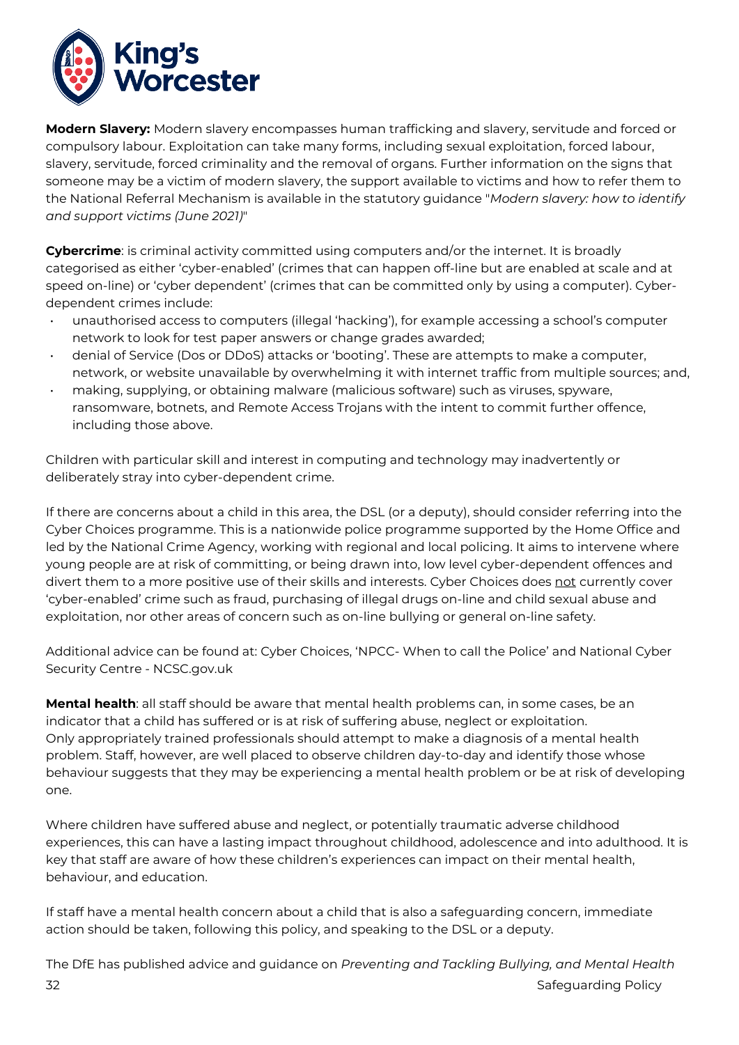**Modern Slavery:** Modern slavery encompasses human trafficking and slavery, servitude and forced or compulsory labour. Exploitation can take many forms, including sexual exploitation, forced labour, slavery, servitude, forced criminality and the removal of organs. Further information on the signs that someone may be a victim of modern slavery, the support available to victims and how to refer them to the National Referral Mechanism is available in the statutory guidance "*Modern slavery: how to identify and support victims (June 2021)*"

**Cybercrime**: is criminal activity committed using computers and/or the internet. It is broadly categorised as either 'cyber-enabled' (crimes that can happen off-line but are enabled at scale and at speed on-line) or 'cyber dependent' (crimes that can be committed only by using a computer). Cyber-dependent crimes include:

- unauthorised access to computers (illegal 'hacking'), for example accessing a school's computer network to look for test paper answers or change grades awarded;
- denial of Service (Dos or DDoS) attacks or 'booting'. These are attempts to make a computer, network, or website unavailable by overwhelming it with internet traffic from multiple sources; and,
- making, supplying, or obtaining malware (malicious software) such as viruses, spyware, ransomware, botnets, and Remote Access Trojans with the intent to commit further offence, including those above.

Children with particular skill and interest in computing and technology may inadvertently or deliberately stray into cyber-dependent crime.

If there are concerns about a child in this area, the DSL (or a deputy), should consider referring into the Cyber Choices programme. This is a nationwide police programme supported by the Home Office and led by the National Crime Agency, working with regional and local policing. It aims to intervene where young people are at risk of committing, or being drawn into, low level cyber-dependent offences and divert them to a more positive use of their skills and interests. Cyber Choices does <u>not</u> currently cover 'cyber-enabled' crime such as fraud, purchasing of illegal drugs on-line and child sexual abuse and exploitation, nor other areas of concern such as on-line bullying or general on-line safety.

Additional advice can be found at: Cyber Choices, 'NPCC- When to call the Police' and National Cyber Security Centre - NCSC.gov.uk

**Mental health**: all staff should be aware that mental health problems can, in some cases, be an indicator that a child has suffered or is at risk of suffering abuse, neglect or exploitation. Only appropriately trained professionals should attempt to make a diagnosis of a mental health problem. Staff, however, are well placed to observe children day-to-day and identify those whose behaviour suggests that they may be experiencing a mental health problem or be at risk of developing one.

Where children have suffered abuse and neglect, or potentially traumatic adverse childhood experiences, this can have a lasting impact throughout childhood, adolescence and into adulthood. It is key that staff are aware of how these children's experiences can impact on their mental health, behaviour, and education.

If staff have a mental health concern about a child that is also a safeguarding concern, immediate action should be taken, following this policy, and speaking to the DSL or a deputy.

The DfE has published advice and guidance on *Preventing and Tackling Bullying, and Mental Health*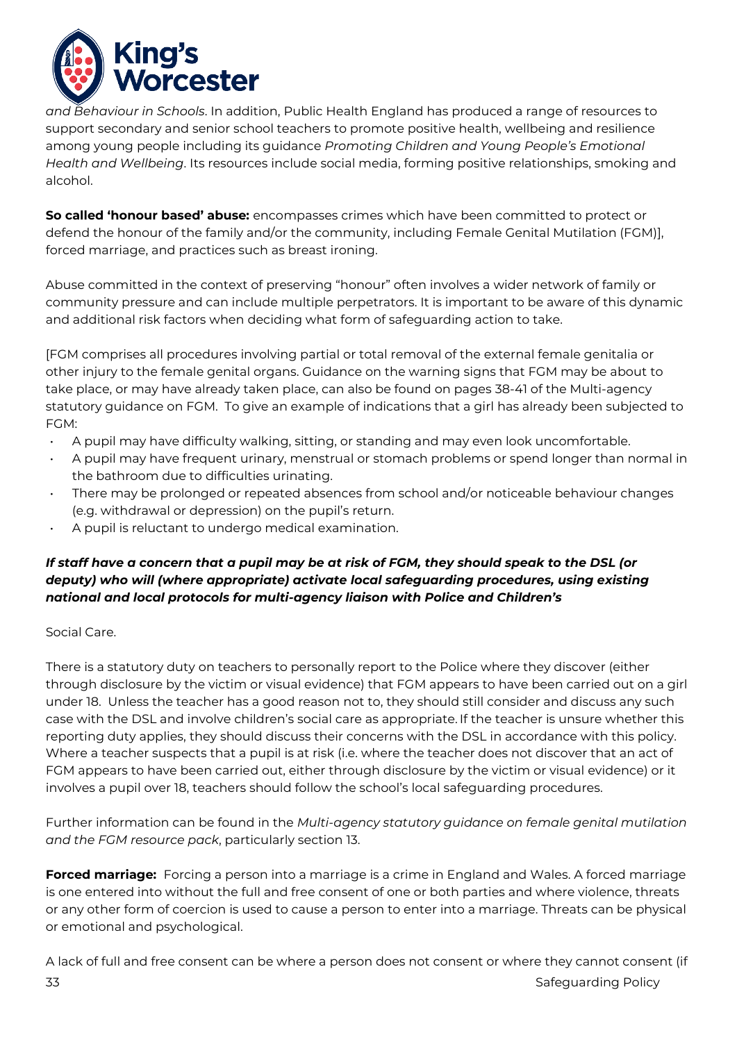*and Behaviour in Schools*. In addition, Public Health England has produced a range of resources to support secondary and senior school teachers to promote positive health, wellbeing and resilience among young people including its guidance *Promoting Children and Young People's Emotional Health and Wellbeing*. Its resources include social media, forming positive relationships, smoking and alcohol.

**So called 'honour based' abuse:** encompasses crimes which have been committed to protect or defend the honour of the family and/or the community, including Female Genital Mutilation (FGM)], forced marriage, and practices such as breast ironing.

Abuse committed in the context of preserving "honour" often involves a wider network of family or community pressure and can include multiple perpetrators. It is important to be aware of this dynamic and additional risk factors when deciding what form of safeguarding action to take.

[FGM comprises all procedures involving partial or total removal of the external female genitalia or other injury to the female genital organs. Guidance on the warning signs that FGM may be about to take place, or may have already taken place, can also be found on pages 38-41 of the Multi-agency statutory guidance on FGM. To give an example of indications that a girl has already been subjected to FGM:

- A pupil may have difficulty walking, sitting, or standing and may even look uncomfortable.
- A pupil may have frequent urinary, menstrual or stomach problems or spend longer than normal in the bathroom due to difficulties urinating.
- There may be prolonged or repeated absences from school and/or noticeable behaviour changes (e.g. withdrawal or depression) on the pupil's return.
- A pupil is reluctant to undergo medical examination.

***If staff have a concern that a pupil may be at risk of FGM, they should speak to the DSL (or deputy) who will (where appropriate) activate local safeguarding procedures, using existing national and local protocols for multi-agency liaison with Police and Children's***

Social Care.

There is a statutory duty on teachers to personally report to the Police where they discover (either through disclosure by the victim or visual evidence) that FGM appears to have been carried out on a girl under 18. Unless the teacher has a good reason not to, they should still consider and discuss any such case with the DSL and involve children's social care as appropriate. If the teacher is unsure whether this reporting duty applies, they should discuss their concerns with the DSL in accordance with this policy. Where a teacher suspects that a pupil is at risk (i.e. where the teacher does not discover that an act of FGM appears to have been carried out, either through disclosure by the victim or visual evidence) or it involves a pupil over 18, teachers should follow the school's local safeguarding procedures.

Further information can be found in the *Multi-agency statutory guidance on female genital mutilation and the FGM resource pack*, particularly section 13.

**Forced marriage:** Forcing a person into a marriage is a crime in England and Wales. A forced marriage is one entered into without the full and free consent of one or both parties and where violence, threats or any other form of coercion is used to cause a person to enter into a marriage. Threats can be physical or emotional and psychological.

A lack of full and free consent can be where a person does not consent or where they cannot consent (if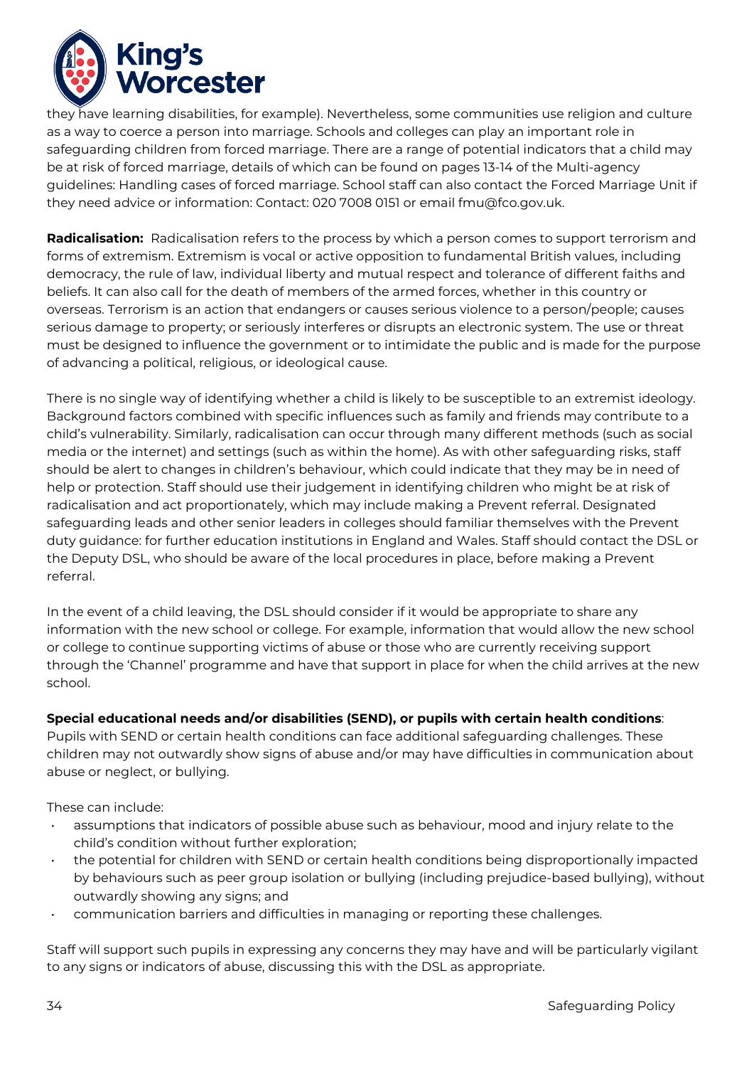they have learning disabilities, for example). Nevertheless, some communities use religion and culture as a way to coerce a person into marriage. Schools and colleges can play an important role in safeguarding children from forced marriage. There are a range of potential indicators that a child may be at risk of forced marriage, details of which can be found on pages 13-14 of the Multi-agency guidelines: Handling cases of forced marriage. School staff can also contact the Forced Marriage Unit if they need advice or information: Contact: 020 7008 0151 or email fmu@fco.gov.uk.

**Radicalisation:** Radicalisation refers to the process by which a person comes to support terrorism and forms of extremism. Extremism is vocal or active opposition to fundamental British values, including democracy, the rule of law, individual liberty and mutual respect and tolerance of different faiths and beliefs. It can also call for the death of members of the armed forces, whether in this country or overseas. Terrorism is an action that endangers or causes serious violence to a person/people; causes serious damage to property; or seriously interferes or disrupts an electronic system. The use or threat must be designed to influence the government or to intimidate the public and is made for the purpose of advancing a political, religious, or ideological cause.

There is no single way of identifying whether a child is likely to be susceptible to an extremist ideology. Background factors combined with specific influences such as family and friends may contribute to a child's vulnerability. Similarly, radicalisation can occur through many different methods (such as social media or the internet) and settings (such as within the home). As with other safeguarding risks, staff should be alert to changes in children's behaviour, which could indicate that they may be in need of help or protection. Staff should use their judgement in identifying children who might be at risk of radicalisation and act proportionately, which may include making a Prevent referral. Designated safeguarding leads and other senior leaders in colleges should familiar themselves with the Prevent duty guidance: for further education institutions in England and Wales. Staff should contact the DSL or the Deputy DSL, who should be aware of the local procedures in place, before making a Prevent referral.

In the event of a child leaving, the DSL should consider if it would be appropriate to share any information with the new school or college. For example, information that would allow the new school or college to continue supporting victims of abuse or those who are currently receiving support through the 'Channel' programme and have that support in place for when the child arrives at the new school.

**Special educational needs and/or disabilities (SEND), or pupils with certain health conditions**: Pupils with SEND or certain health conditions can face additional safeguarding challenges. These children may not outwardly show signs of abuse and/or may have difficulties in communication about abuse or neglect, or bullying.

These can include:

- assumptions that indicators of possible abuse such as behaviour, mood and injury relate to the child's condition without further exploration;
- the potential for children with SEND or certain health conditions being disproportionally impacted by behaviours such as peer group isolation or bullying (including prejudice-based bullying), without outwardly showing any signs; and
- communication barriers and difficulties in managing or reporting these challenges.

Staff will support such pupils in expressing any concerns they may have and will be particularly vigilant to any signs or indicators of abuse, discussing this with the DSL as appropriate.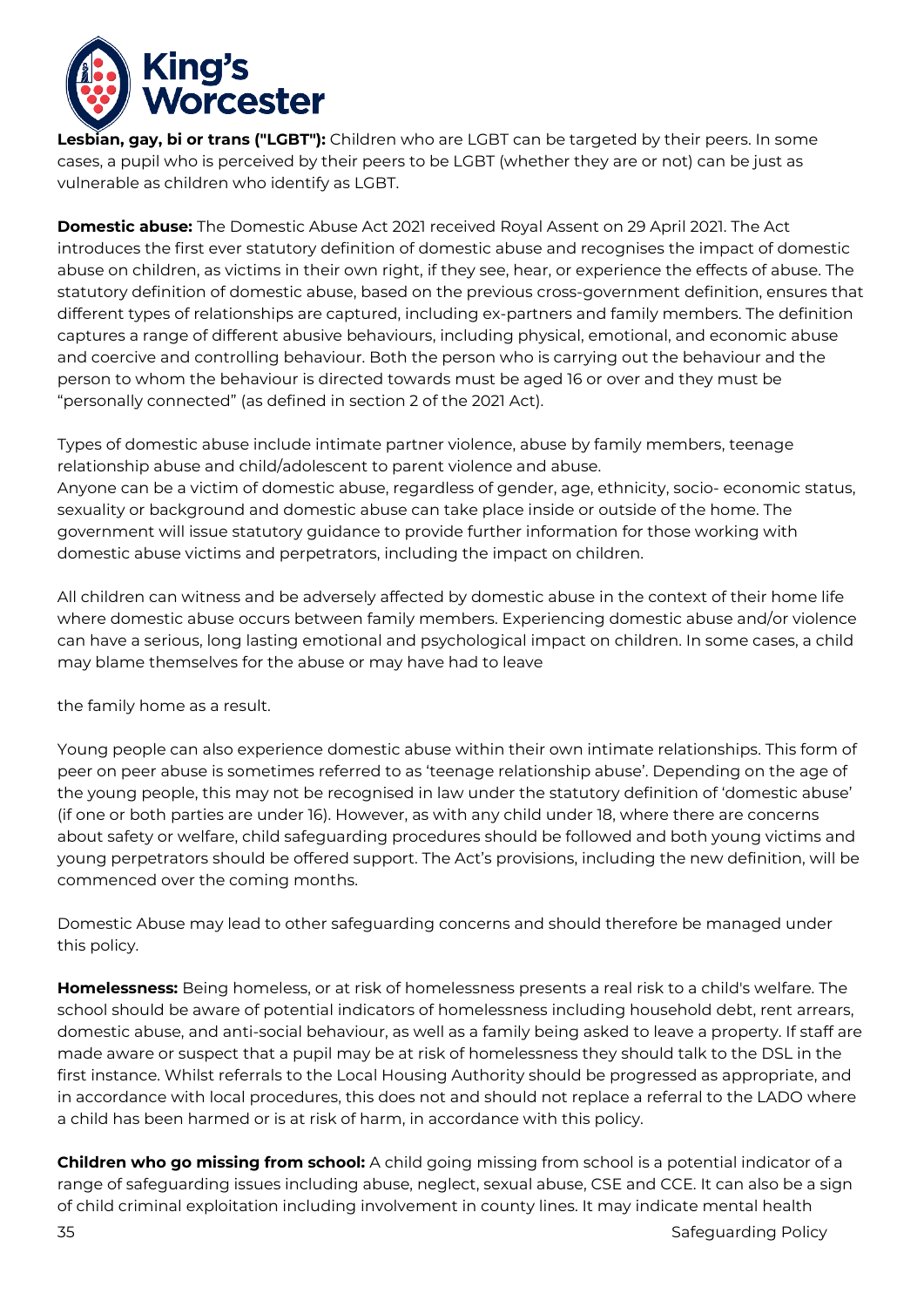**Lesbian, gay, bi or trans ("LGBT"):** Children who are LGBT can be targeted by their peers. In some cases, a pupil who is perceived by their peers to be LGBT (whether they are or not) can be just as vulnerable as children who identify as LGBT.

**Domestic abuse:** The Domestic Abuse Act 2021 received Royal Assent on 29 April 2021. The Act introduces the first ever statutory definition of domestic abuse and recognises the impact of domestic abuse on children, as victims in their own right, if they see, hear, or experience the effects of abuse. The statutory definition of domestic abuse, based on the previous cross-government definition, ensures that different types of relationships are captured, including ex-partners and family members. The definition captures a range of different abusive behaviours, including physical, emotional, and economic abuse and coercive and controlling behaviour. Both the person who is carrying out the behaviour and the person to whom the behaviour is directed towards must be aged 16 or over and they must be "personally connected" (as defined in section 2 of the 2021 Act).

Types of domestic abuse include intimate partner violence, abuse by family members, teenage relationship abuse and child/adolescent to parent violence and abuse.
Anyone can be a victim of domestic abuse, regardless of gender, age, ethnicity, socio- economic status, sexuality or background and domestic abuse can take place inside or outside of the home. The government will issue statutory guidance to provide further information for those working with domestic abuse victims and perpetrators, including the impact on children.

All children can witness and be adversely affected by domestic abuse in the context of their home life where domestic abuse occurs between family members. Experiencing domestic abuse and/or violence can have a serious, long lasting emotional and psychological impact on children. In some cases, a child may blame themselves for the abuse or may have had to leave

the family home as a result.

Young people can also experience domestic abuse within their own intimate relationships. This form of peer on peer abuse is sometimes referred to as 'teenage relationship abuse'. Depending on the age of the young people, this may not be recognised in law under the statutory definition of 'domestic abuse' (if one or both parties are under 16). However, as with any child under 18, where there are concerns about safety or welfare, child safeguarding procedures should be followed and both young victims and young perpetrators should be offered support. The Act's provisions, including the new definition, will be commenced over the coming months.

Domestic Abuse may lead to other safeguarding concerns and should therefore be managed under this policy.

**Homelessness:** Being homeless, or at risk of homelessness presents a real risk to a child's welfare. The school should be aware of potential indicators of homelessness including household debt, rent arrears, domestic abuse, and anti-social behaviour, as well as a family being asked to leave a property. If staff are made aware or suspect that a pupil may be at risk of homelessness they should talk to the DSL in the first instance. Whilst referrals to the Local Housing Authority should be progressed as appropriate, and in accordance with local procedures, this does not and should not replace a referral to the LADO where a child has been harmed or is at risk of harm, in accordance with this policy.

**Children who go missing from school:** A child going missing from school is a potential indicator of a range of safeguarding issues including abuse, neglect, sexual abuse, CSE and CCE. It can also be a sign of child criminal exploitation including involvement in county lines. It may indicate mental health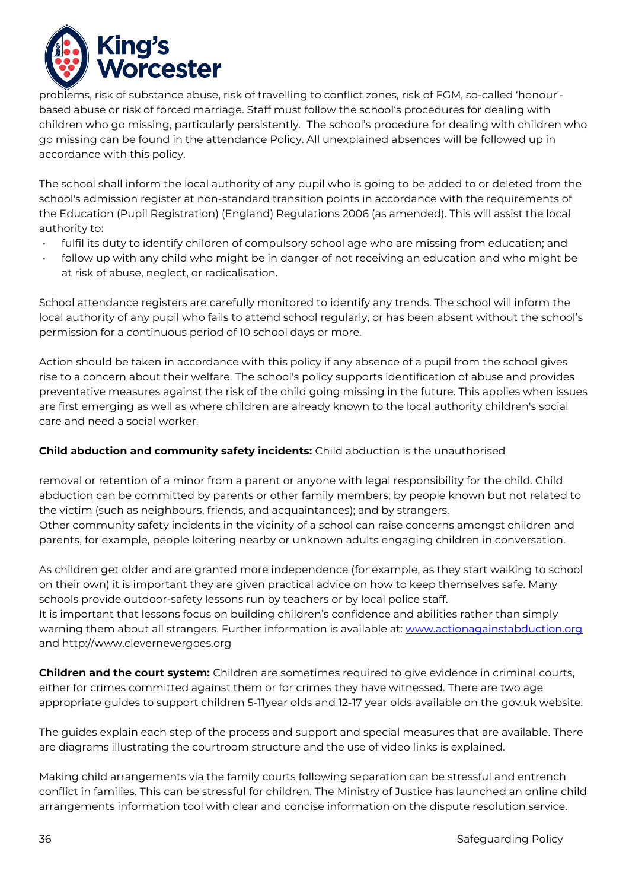problems, risk of substance abuse, risk of travelling to conflict zones, risk of FGM, so-called 'honour'-based abuse or risk of forced marriage. Staff must follow the school's procedures for dealing with children who go missing, particularly persistently. The school's procedure for dealing with children who go missing can be found in the attendance Policy. All unexplained absences will be followed up in accordance with this policy.

The school shall inform the local authority of any pupil who is going to be added to or deleted from the school's admission register at non-standard transition points in accordance with the requirements of the Education (Pupil Registration) (England) Regulations 2006 (as amended). This will assist the local authority to:

- fulfil its duty to identify children of compulsory school age who are missing from education; and
- follow up with any child who might be in danger of not receiving an education and who might be at risk of abuse, neglect, or radicalisation.

School attendance registers are carefully monitored to identify any trends. The school will inform the local authority of any pupil who fails to attend school regularly, or has been absent without the school's permission for a continuous period of 10 school days or more.

Action should be taken in accordance with this policy if any absence of a pupil from the school gives rise to a concern about their welfare. The school's policy supports identification of abuse and provides preventative measures against the risk of the child going missing in the future. This applies when issues are first emerging as well as where children are already known to the local authority children's social care and need a social worker.

**Child abduction and community safety incidents:** Child abduction is the unauthorised

removal or retention of a minor from a parent or anyone with legal responsibility for the child. Child abduction can be committed by parents or other family members; by people known but not related to the victim (such as neighbours, friends, and acquaintances); and by strangers.
Other community safety incidents in the vicinity of a school can raise concerns amongst children and parents, for example, people loitering nearby or unknown adults engaging children in conversation.

As children get older and are granted more independence (for example, as they start walking to school on their own) it is important they are given practical advice on how to keep themselves safe. Many schools provide outdoor-safety lessons run by teachers or by local police staff.
It is important that lessons focus on building children's confidence and abilities rather than simply warning them about all strangers. Further information is available at: www.actionagainstabduction.org and http://www.clevernevergoes.org

**Children and the court system:** Children are sometimes required to give evidence in criminal courts, either for crimes committed against them or for crimes they have witnessed. There are two age appropriate guides to support children 5-11year olds and 12-17 year olds available on the gov.uk website.

The guides explain each step of the process and support and special measures that are available. There are diagrams illustrating the courtroom structure and the use of video links is explained.

Making child arrangements via the family courts following separation can be stressful and entrench conflict in families. This can be stressful for children. The Ministry of Justice has launched an online child arrangements information tool with clear and concise information on the dispute resolution service.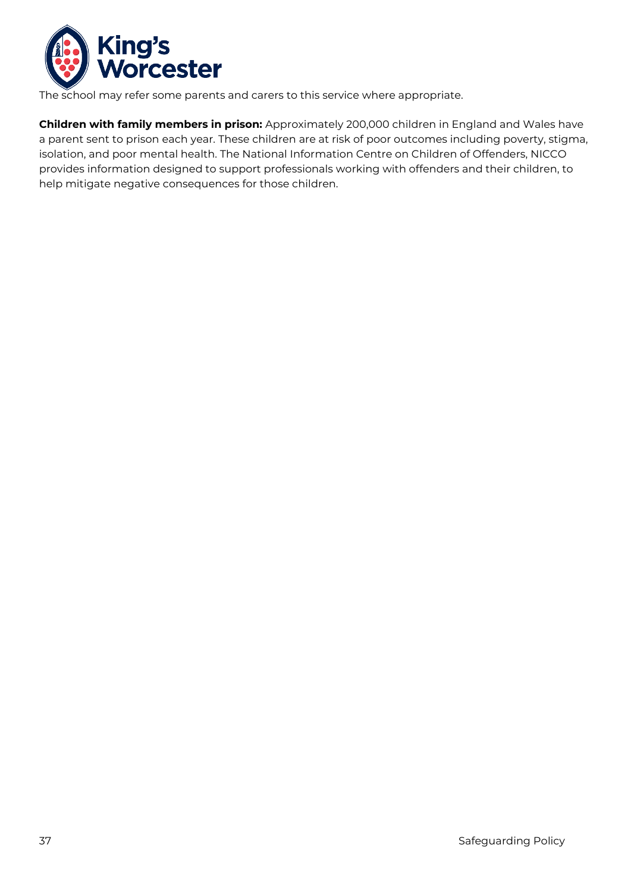The school may refer some parents and carers to this service where appropriate.

**Children with family members in prison:** Approximately 200,000 children in England and Wales have a parent sent to prison each year. These children are at risk of poor outcomes including poverty, stigma, isolation, and poor mental health. The National Information Centre on Children of Offenders, NICCO provides information designed to support professionals working with offenders and their children, to help mitigate negative consequences for those children.